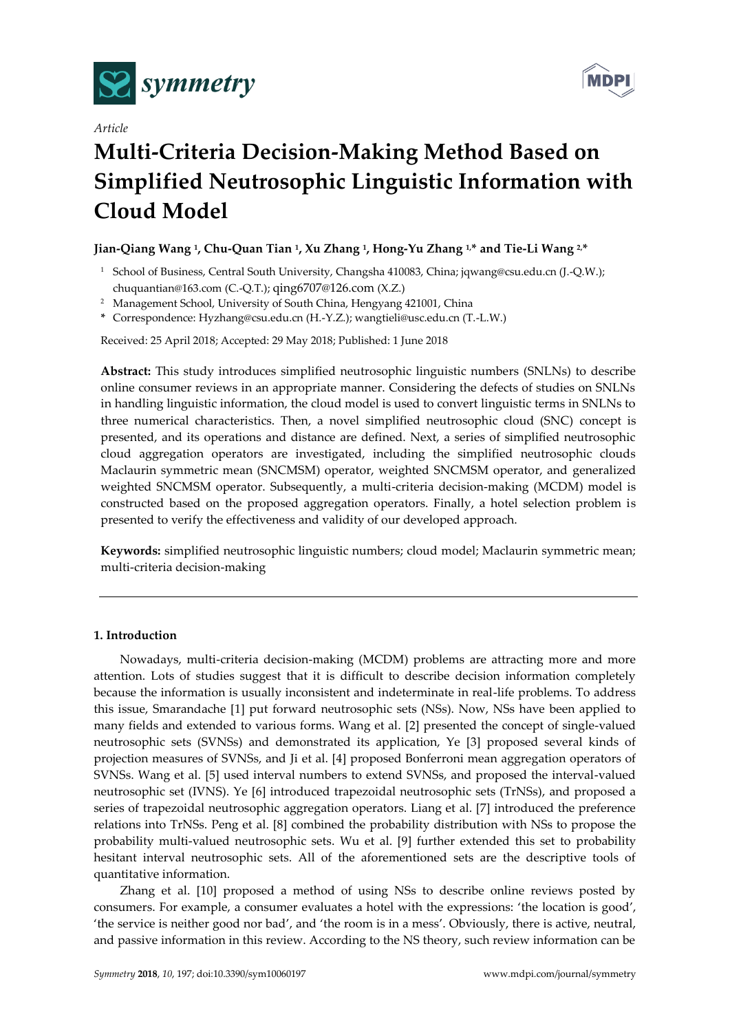*Article*

# Multi-Criteria Decision-Making Method Based on Simplified Neutrosophic Linguistic Information with Cloud Model

**Jian-Qiang Wang [1], Chu-Quan Tian [1], Xu Zhang [1], Hong-Yu Zhang [1,*] and Tie-Li Wang [2,*]**

[1] School of Business, Central South University, Changsha 410083, China; jqwang@csu.edu.cn (J.-Q.W.); chuquantian@163.com (C.-Q.T.); qing6707@126.com (X.Z.)

[2] Management School, University of South China, Hengyang 421001, China

\* Correspondence: Hyzhang@csu.edu.cn (H.-Y.Z.); wangtieli@usc.edu.cn (T.-L.W.)

Received: 25 April 2018; Accepted: 29 May 2018; Published: 1 June 2018

**Abstract:** This study introduces simplified neutrosophic linguistic numbers (SNLNs) to describe online consumer reviews in an appropriate manner. Considering the defects of studies on SNLNs in handling linguistic information, the cloud model is used to convert linguistic terms in SNLNs to three numerical characteristics. Then, a novel simplified neutrosophic cloud (SNC) concept is presented, and its operations and distance are defined. Next, a series of simplified neutrosophic cloud aggregation operators are investigated, including the simplified neutrosophic clouds Maclaurin symmetric mean (SNCMSM) operator, weighted SNCMSM operator, and generalized weighted SNCMSM operator. Subsequently, a multi-criteria decision-making (MCDM) model is constructed based on the proposed aggregation operators. Finally, a hotel selection problem is presented to verify the effectiveness and validity of our developed approach.

**Keywords:** simplified neutrosophic linguistic numbers; cloud model; Maclaurin symmetric mean; multi-criteria decision-making

## 1. Introduction

Nowadays, multi-criteria decision-making (MCDM) problems are attracting more and more attention. Lots of studies suggest that it is difficult to describe decision information completely because the information is usually inconsistent and indeterminate in real-life problems. To address this issue, Smarandache [1] put forward neutrosophic sets (NSs). Now, NSs have been applied to many fields and extended to various forms. Wang et al. [2] presented the concept of single-valued neutrosophic sets (SVNSs) and demonstrated its application, Ye [3] proposed several kinds of projection measures of SVNSs, and Ji et al. [4] proposed Bonferroni mean aggregation operators of SVNSs. Wang et al. [5] used interval numbers to extend SVNSs, and proposed the interval-valued neutrosophic set (IVNS). Ye [6] introduced trapezoidal neutrosophic sets (TrNSs), and proposed a series of trapezoidal neutrosophic aggregation operators. Liang et al. [7] introduced the preference relations into TrNSs. Peng et al. [8] combined the probability distribution with NSs to propose the probability multi-valued neutrosophic sets. Wu et al. [9] further extended this set to probability hesitant interval neutrosophic sets. All of the aforementioned sets are the descriptive tools of quantitative information.

Zhang et al. [10] proposed a method of using NSs to describe online reviews posted by consumers. For example, a consumer evaluates a hotel with the expressions: 'the location is good', 'the service is neither good nor bad', and 'the room is in a mess'. Obviously, there is active, neutral, and passive information in this review. According to the NS theory, such review information can be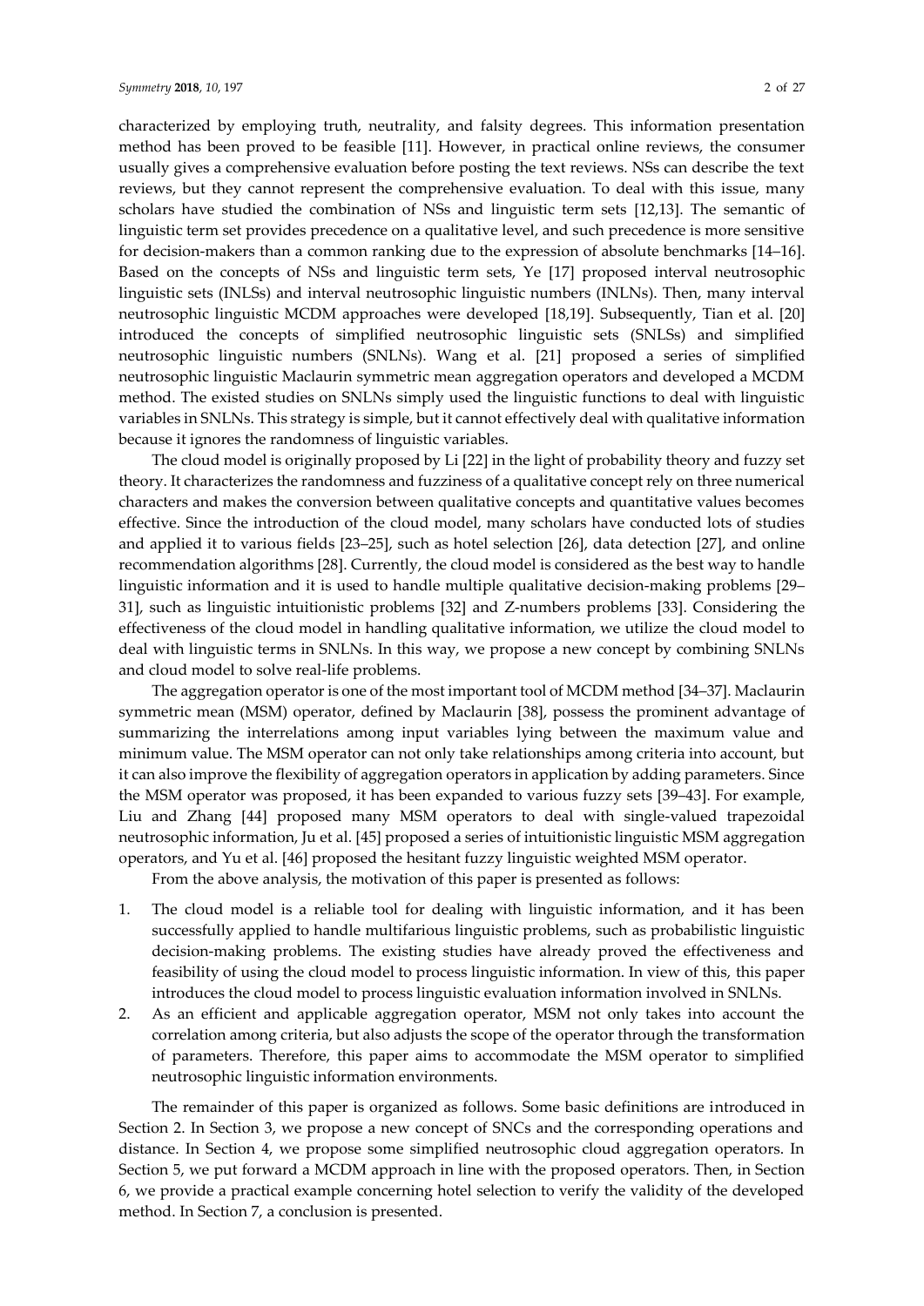characterized by employing truth, neutrality, and falsity degrees. This information presentation method has been proved to be feasible [11]. However, in practical online reviews, the consumer usually gives a comprehensive evaluation before posting the text reviews. NSs can describe the text reviews, but they cannot represent the comprehensive evaluation. To deal with this issue, many scholars have studied the combination of NSs and linguistic term sets [12,13]. The semantic of linguistic term set provides precedence on a qualitative level, and such precedence is more sensitive for decision-makers than a common ranking due to the expression of absolute benchmarks [14–16]. Based on the concepts of NSs and linguistic term sets, Ye [17] proposed interval neutrosophic linguistic sets (INLSs) and interval neutrosophic linguistic numbers (INLNs). Then, many interval neutrosophic linguistic MCDM approaches were developed [18,19]. Subsequently, Tian et al. [20] introduced the concepts of simplified neutrosophic linguistic sets (SNLSs) and simplified neutrosophic linguistic numbers (SNLNs). Wang et al. [21] proposed a series of simplified neutrosophic linguistic Maclaurin symmetric mean aggregation operators and developed a MCDM method. The existed studies on SNLNs simply used the linguistic functions to deal with linguistic variables in SNLNs. This strategy is simple, but it cannot effectively deal with qualitative information because it ignores the randomness of linguistic variables.

The cloud model is originally proposed by Li [22] in the light of probability theory and fuzzy set theory. It characterizes the randomness and fuzziness of a qualitative concept rely on three numerical characters and makes the conversion between qualitative concepts and quantitative values becomes effective. Since the introduction of the cloud model, many scholars have conducted lots of studies and applied it to various fields [23–25], such as hotel selection [26], data detection [27], and online recommendation algorithms [28]. Currently, the cloud model is considered as the best way to handle linguistic information and it is used to handle multiple qualitative decision-making problems [29–31], such as linguistic intuitionistic problems [32] and Z-numbers problems [33]. Considering the effectiveness of the cloud model in handling qualitative information, we utilize the cloud model to deal with linguistic terms in SNLNs. In this way, we propose a new concept by combining SNLNs and cloud model to solve real-life problems.

The aggregation operator is one of the most important tool of MCDM method [34–37]. Maclaurin symmetric mean (MSM) operator, defined by Maclaurin [38], possess the prominent advantage of summarizing the interrelations among input variables lying between the maximum value and minimum value. The MSM operator can not only take relationships among criteria into account, but it can also improve the flexibility of aggregation operators in application by adding parameters. Since the MSM operator was proposed, it has been expanded to various fuzzy sets [39–43]. For example, Liu and Zhang [44] proposed many MSM operators to deal with single-valued trapezoidal neutrosophic information, Ju et al. [45] proposed a series of intuitionistic linguistic MSM aggregation operators, and Yu et al. [46] proposed the hesitant fuzzy linguistic weighted MSM operator.

From the above analysis, the motivation of this paper is presented as follows:

1. The cloud model is a reliable tool for dealing with linguistic information, and it has been successfully applied to handle multifarious linguistic problems, such as probabilistic linguistic decision-making problems. The existing studies have already proved the effectiveness and feasibility of using the cloud model to process linguistic information. In view of this, this paper introduces the cloud model to process linguistic evaluation information involved in SNLNs.
2. As an efficient and applicable aggregation operator, MSM not only takes into account the correlation among criteria, but also adjusts the scope of the operator through the transformation of parameters. Therefore, this paper aims to accommodate the MSM operator to simplified neutrosophic linguistic information environments.

The remainder of this paper is organized as follows. Some basic definitions are introduced in Section 2. In Section 3, we propose a new concept of SNCs and the corresponding operations and distance. In Section 4, we propose some simplified neutrosophic cloud aggregation operators. In Section 5, we put forward a MCDM approach in line with the proposed operators. Then, in Section 6, we provide a practical example concerning hotel selection to verify the validity of the developed method. In Section 7, a conclusion is presented.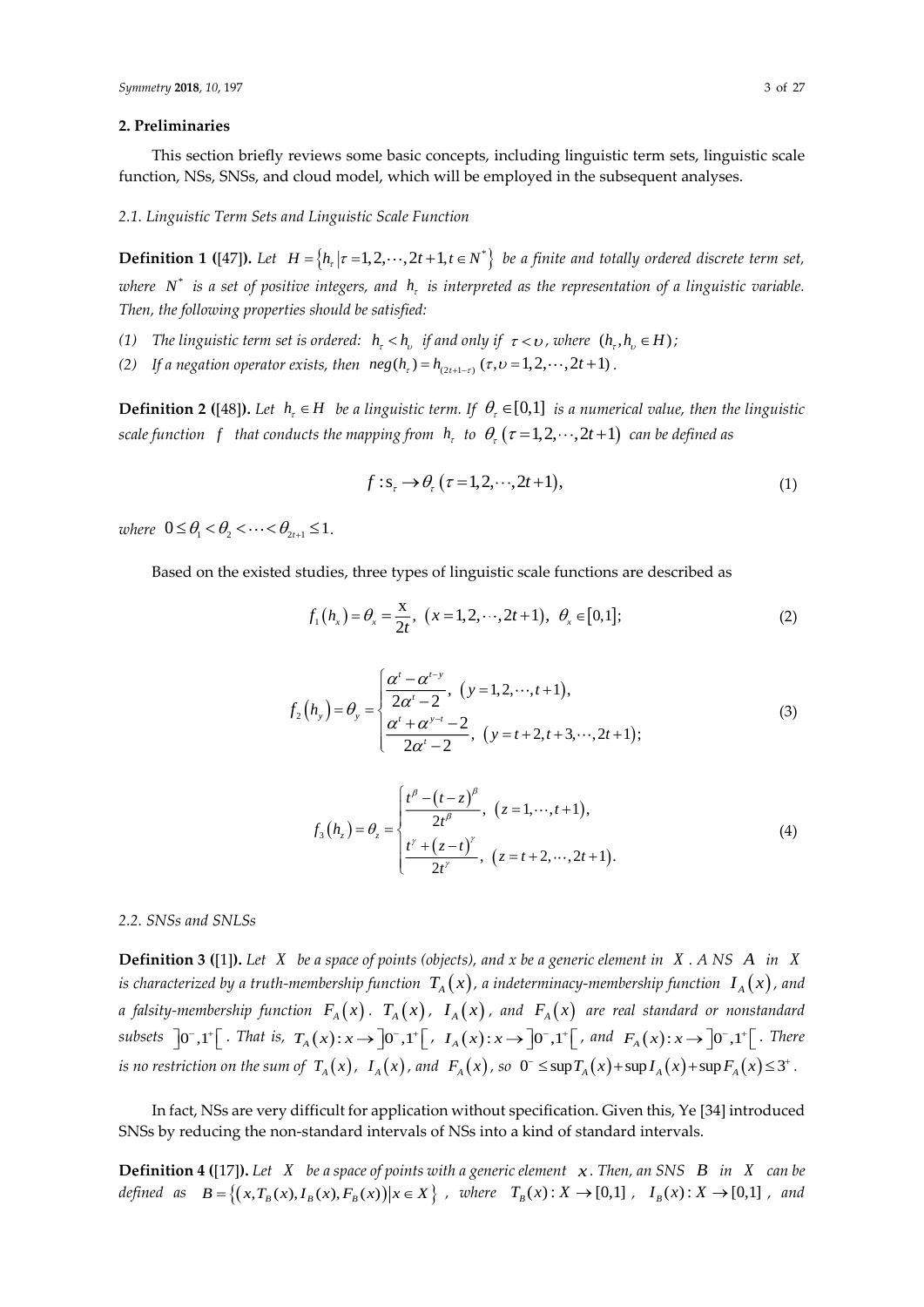## 2. Preliminaries

This section briefly reviews some basic concepts, including linguistic term sets, linguistic scale function, NSs, SNSs, and cloud model, which will be employed in the subsequent analyses.

### 2.1. Linguistic Term Sets and Linguistic Scale Function

**Definition 1 (**[47]**).** *Let* $H = \{h_\tau | \tau = 1, 2, \cdots, 2t+1, t \in N^*\}$ *be a finite and totally ordered discrete term set, where* $N^*$ *is a set of positive integers, and* $h_\tau$ *is interpreted as the representation of a linguistic variable. Then, the following properties should be satisfied:*

*(1) The linguistic term set is ordered:* $h_\tau < h_\upsilon$ *if and only if* $\tau < \upsilon$*, where* $(h_\tau, h_\upsilon \in H)$*;*

*(2) If a negation operator exists, then* $neg(h_\tau) = h_{(2t+1-\tau)}$ $(\tau, \upsilon = 1, 2, \cdots, 2t+1)$.

**Definition 2 (**[48]**).** *Let* $h_\tau \in H$ *be a linguistic term. If* $\theta_\tau \in [0,1]$ *is a numerical value, then the linguistic scale function* $f$ *that conducts the mapping from* $h_\tau$ *to* $\theta_\tau$ $(\tau = 1, 2, \cdots, 2t+1)$ *can be defined as*

$$f : s_\tau \to \theta_\tau \ (\tau = 1, 2, \cdots, 2t+1), \tag{1}$$

*where* $0 \le \theta_1 < \theta_2 < \cdots < \theta_{2t+1} \le 1$.

Based on the existed studies, three types of linguistic scale functions are described as

$$f_1(h_x) = \theta_x = \frac{x}{2t}, \ (x = 1, 2, \cdots, 2t+1), \ \theta_x \in [0,1]; \tag{2}$$

$$f_2(h_y) = \theta_y = \begin{cases} \dfrac{\alpha^t - \alpha^{t-y}}{2\alpha^t - 2}, & (y = 1, 2, \cdots, t+1), \\ \dfrac{\alpha^t + \alpha^{y-t} - 2}{2\alpha^t - 2}, & (y = t+2, t+3, \cdots, 2t+1); \end{cases} \tag{3}$$

$$f_3(h_z) = \theta_z = \begin{cases} \dfrac{t^\beta - (t-z)^\beta}{2t^\beta}, & (z = 1, \cdots, t+1), \\ \dfrac{t^\gamma + (z-t)^\gamma}{2t^\gamma}, & (z = t+2, \cdots, 2t+1). \end{cases} \tag{4}$$

### 2.2. SNSs and SNLSs

**Definition 3 (**[1]**).** *Let* $X$ *be a space of points (objects), and x be a generic element in* $X$*. A NS* $A$ *in* $X$ *is characterized by a truth-membership function* $T_A(x)$*, a indeterminacy-membership function* $I_A(x)$*, and a falsity-membership function* $F_A(x)$*.* $T_A(x)$*,* $I_A(x)$*, and* $F_A(x)$ *are real standard or nonstandard subsets* $]0^-, 1^+[$*. That is,* $T_A(x) : x \to ]0^-, 1^+[$*,* $I_A(x) : x \to ]0^-, 1^+[$*, and* $F_A(x) : x \to ]0^-, 1^+[$*. There is no restriction on the sum of* $T_A(x)$*,* $I_A(x)$*, and* $F_A(x)$*, so* $0^- \le \sup T_A(x) + \sup I_A(x) + \sup F_A(x) \le 3^+$.

In fact, NSs are very difficult for application without specification. Given this, Ye [34] introduced SNSs by reducing the non-standard intervals of NSs into a kind of standard intervals.

**Definition 4 (**[17]**).** *Let* $X$ *be a space of points with a generic element* $x$*. Then, an SNS* $B$ *in* $X$ *can be defined as* $B = \{(x, T_B(x), I_B(x), F_B(x)) | x \in X\}$*, where* $T_B(x) : X \to [0,1]$*,* $I_B(x) : X \to [0,1]$*, and*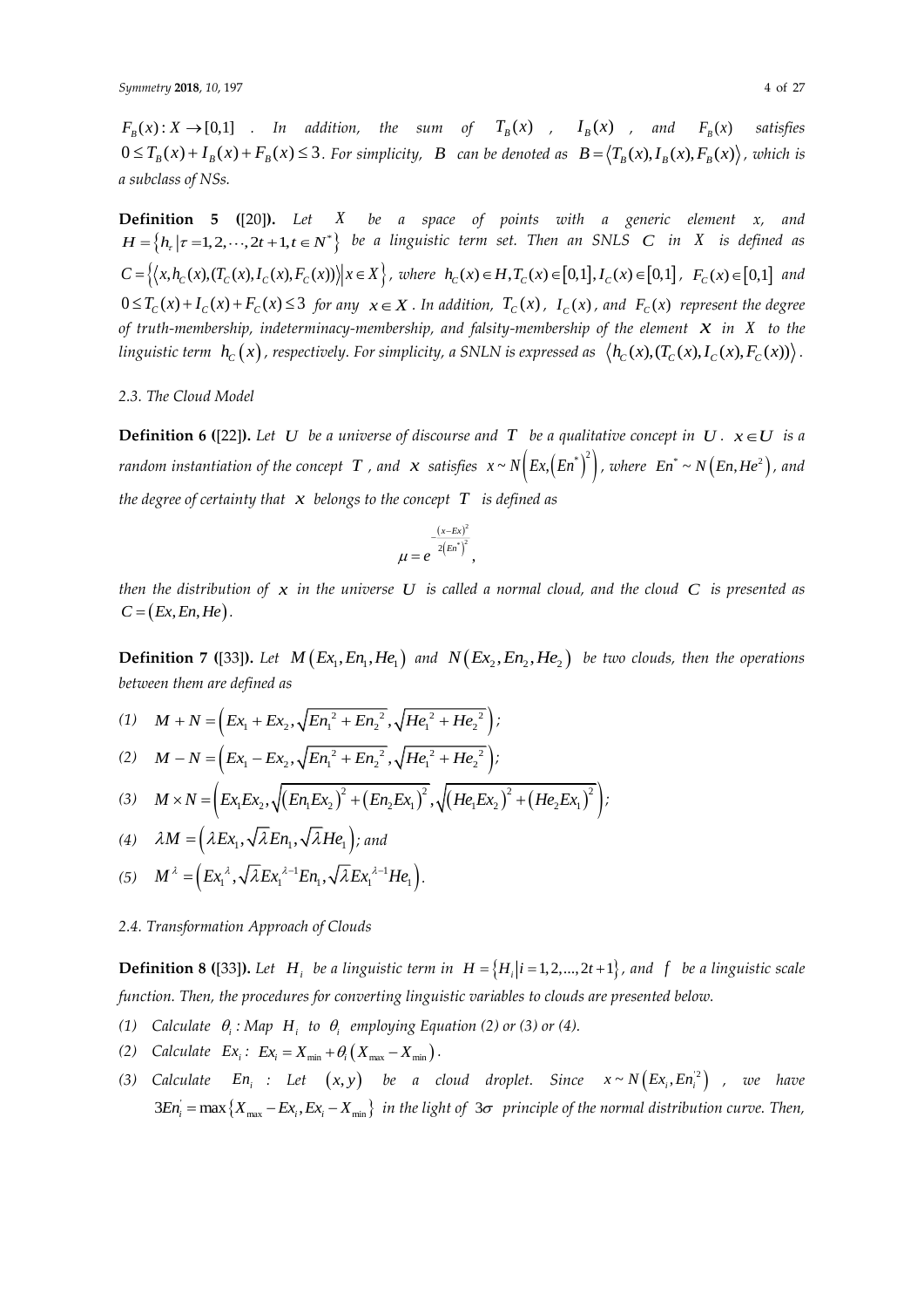$F_B(x): X \to [0,1]$. *In addition, the sum of* $T_B(x)$, $I_B(x)$, *and* $F_B(x)$ *satisfies* $0 \le T_B(x) + I_B(x) + F_B(x) \le 3$. *For simplicity,* $B$ *can be denoted as* $B = \langle T_B(x), I_B(x), F_B(x) \rangle$, *which is a subclass of NSs.*

**Definition 5** ([20]). *Let* $X$ *be a space of points with a generic element x, and* $H = \{h_\tau \mid \tau = 1, 2, \cdots, 2t+1, t \in N^*\}$ *be a linguistic term set. Then an SNLS* $C$ *in* $X$ *is defined as* $C = \{\langle x, h_C(x), (T_C(x), I_C(x), F_C(x)) \rangle \mid x \in X\}$, *where* $h_C(x) \in H, T_C(x) \in [0,1], I_C(x) \in [0,1]$, $F_C(x) \in [0,1]$ *and* $0 \le T_C(x) + I_C(x) + F_C(x) \le 3$ *for any* $x \in X$. *In addition,* $T_C(x)$, $I_C(x)$, *and* $F_C(x)$ *represent the degree of truth-membership, indeterminacy-membership, and falsity-membership of the element* $x$ *in* $X$ *to the linguistic term* $h_C(x)$, *respectively. For simplicity, a SNLN is expressed as* $\langle h_C(x), (T_C(x), I_C(x), F_C(x)) \rangle$.

### 2.3. The Cloud Model

**Definition 6** ([22]). *Let* $U$ *be a universe of discourse and* $T$ *be a qualitative concept in* $U$. $x \in U$ *is a random instantiation of the concept* $T$, *and* $x$ *satisfies* $x \sim N\left(Ex, \left(En^*\right)^2\right)$, *where* $En^* \sim N\left(En, He^2\right)$, *and the degree of certainty that* $x$ *belongs to the concept* $T$ *is defined as*

$$\mu = e^{-\frac{(x-Ex)^2}{2\left(En^*\right)^2}},$$

*then the distribution of* $x$ *in the universe* $U$ *is called a normal cloud, and the cloud* $C$ *is presented as* $C = (Ex, En, He)$.

**Definition 7** ([33]). *Let* $M(Ex_1, En_1, He_1)$ *and* $N(Ex_2, En_2, He_2)$ *be two clouds, then the operations between them are defined as*

*(1)* $M + N = \left(Ex_1 + Ex_2, \sqrt{En_1^2 + En_2^2}, \sqrt{He_1^2 + He_2^2}\right)$;

*(2)* $M - N = \left(Ex_1 - Ex_2, \sqrt{En_1^2 + En_2^2}, \sqrt{He_1^2 + He_2^2}\right)$;

*(3)* $M \times N = \left(Ex_1 Ex_2, \sqrt{(En_1 Ex_2)^2 + (En_2 Ex_1)^2}, \sqrt{(He_1 Ex_2)^2 + (He_2 Ex_1)^2}\right)$;

*(4)* $\lambda M = \left(\lambda Ex_1, \sqrt{\lambda} En_1, \sqrt{\lambda} He_1\right)$; *and*

*(5)* $M^\lambda = \left(Ex_1^\lambda, \sqrt{\lambda} Ex_1^{\lambda-1} En_1, \sqrt{\lambda} Ex_1^{\lambda-1} He_1\right)$.

### 2.4. Transformation Approach of Clouds

**Definition 8** ([33]). *Let* $H_i$ *be a linguistic term in* $H = \{H_i \mid i = 1, 2, \ldots, 2t+1\}$, *and* $f$ *be a linguistic scale function. Then, the procedures for converting linguistic variables to clouds are presented below.*

*(1)* *Calculate* $\theta_i$: *Map* $H_i$ *to* $\theta_i$ *employing Equation (2) or (3) or (4).*

*(2)* *Calculate* $Ex_i$: $Ex_i = X_{\min} + \theta_i (X_{\max} - X_{\min})$.

*(3)* *Calculate* $En_i$: *Let* $(x, y)$ *be a cloud droplet. Since* $x \sim N\left(Ex_i, En_i'^2\right)$, *we have* $3En_i' = \max\{X_{\max} - Ex_i, Ex_i - X_{\min}\}$ *in the light of* $3\sigma$ *principle of the normal distribution curve. Then,*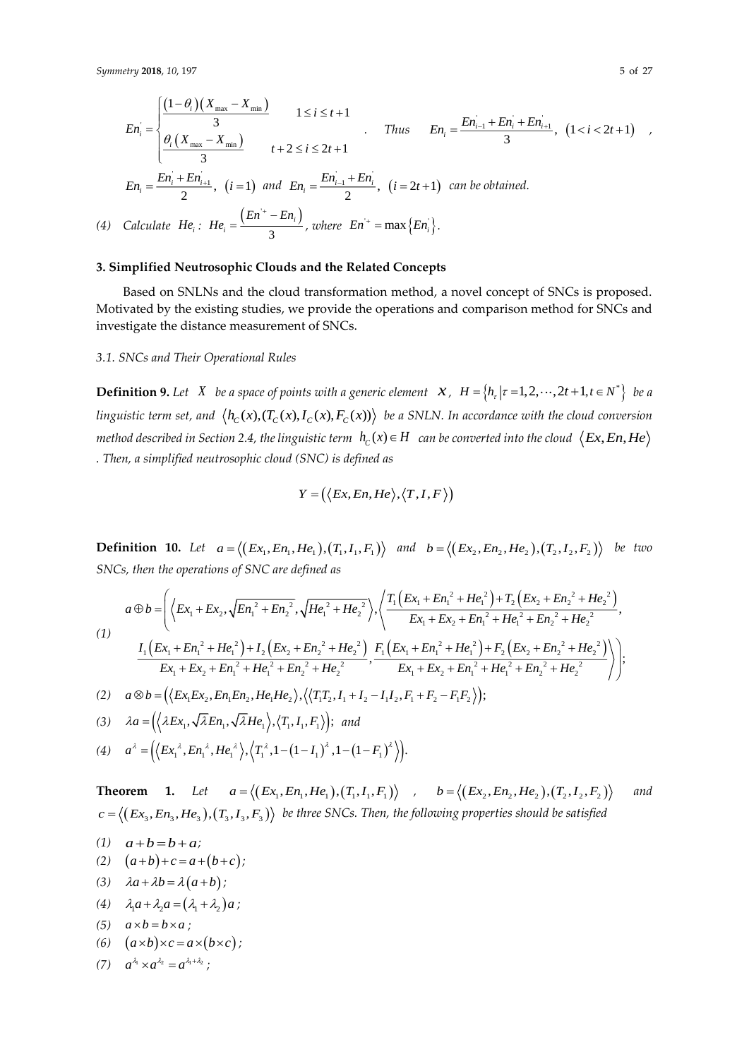$$En_i^{'} = \begin{cases} \dfrac{(1-\theta_i)(X_{\max} - X_{\min})}{3} & 1 \le i \le t+1 \\ \dfrac{\theta_i (X_{\max} - X_{\min})}{3} & t+2 \le i \le 2t+1 \end{cases}$$

. *Thus* $En_i = \dfrac{En_{i-1}^{'} + En_i^{'} + En_{i+1}^{'}}{3}, \ (1 < i < 2t+1)$ ,

$En_i = \dfrac{En_i^{'} + En_{i+1}^{'}}{2}, \ (i = 1)$ *and* $En_i = \dfrac{En_{i-1}^{'} + En_i^{'}}{2}, \ (i = 2t+1)$ *can be obtained.*

*(4) Calculate* $He_i$ *:* $He_i = \dfrac{(En^{'+} - En_i)}{3}$ *, where* $En^{'+} = \max\{En_i^{'}\}$.

## 3. Simplified Neutrosophic Clouds and the Related Concepts

Based on SNLNs and the cloud transformation method, a novel concept of SNCs is proposed. Motivated by the existing studies, we provide the operations and comparison method for SNCs and investigate the distance measurement of SNCs.

### 3.1. SNCs and Their Operational Rules

**Definition 9.** *Let* $X$ *be a space of points with a generic element* $x$*,* $H = \{h_\tau | \tau = 1, 2, \cdots, 2t+1, t \in N^*\}$ *be a linguistic term set, and* $\langle h_C(x), (T_C(x), I_C(x), F_C(x)) \rangle$ *be a SNLN. In accordance with the cloud conversion method described in Section 2.4, the linguistic term* $h_C(x) \in H$ *can be converted into the cloud* $\langle Ex, En, He \rangle$ *. Then, a simplified neutrosophic cloud (SNC) is defined as*

$$Y = (\langle Ex, En, He \rangle, \langle T, I, F \rangle)$$

**Definition 10.** *Let* $a = \langle (Ex_1, En_1, He_1), (T_1, I_1, F_1) \rangle$ *and* $b = \langle (Ex_2, En_2, He_2), (T_2, I_2, F_2) \rangle$ *be two SNCs, then the operations of SNC are defined as*

*(1)*

$$a \oplus b = \left( \left\langle Ex_1 + Ex_2, \sqrt{En_1^2 + En_2^2}, \sqrt{He_1^2 + He_2^2} \right\rangle, \left\langle \frac{T_1(Ex_1 + En_1^2 + He_1^2) + T_2(Ex_2 + En_2^2 + He_2^2)}{Ex_1 + Ex_2 + En_1^2 + He_1^2 + En_2^2 + He_2^2}, \frac{I_1(Ex_1 + En_1^2 + He_1^2) + I_2(Ex_2 + En_2^2 + He_2^2)}{Ex_1 + Ex_2 + En_1^2 + He_1^2 + En_2^2 + He_2^2}, \frac{F_1(Ex_1 + En_1^2 + He_1^2) + F_2(Ex_2 + En_2^2 + He_2^2)}{Ex_1 + Ex_2 + En_1^2 + He_1^2 + En_2^2 + He_2^2} \right\rangle \right);$$

*(2)* $a \otimes b = (\langle Ex_1 Ex_2, En_1 En_2, He_1 He_2 \rangle, \langle T_1 T_2, I_1 + I_2 - I_1 I_2, F_1 + F_2 - F_1 F_2 \rangle);$

*(3)* $\lambda a = (\langle \lambda Ex_1, \sqrt{\lambda} En_1, \sqrt{\lambda} He_1 \rangle, \langle T_1, I_1, F_1 \rangle);$ *and*

*(4)* $a^\lambda = (\langle Ex_1^\lambda, En_1^\lambda, He_1^\lambda \rangle, \langle T_1^\lambda, 1 - (1 - I_1)^\lambda, 1 - (1 - F_1)^\lambda \rangle).$

**Theorem 1.** *Let* $a = \langle (Ex_1, En_1, He_1), (T_1, I_1, F_1) \rangle$ *,* $b = \langle (Ex_2, En_2, He_2), (T_2, I_2, F_2) \rangle$ *and* $c = \langle (Ex_3, En_3, He_3), (T_3, I_3, F_3) \rangle$ *be three SNCs. Then, the following properties should be satisfied*

*(1)* $a + b = b + a$;
*(2)* $(a + b) + c = a + (b + c)$;
*(3)* $\lambda a + \lambda b = \lambda(a + b)$;
*(4)* $\lambda_1 a + \lambda_2 a = (\lambda_1 + \lambda_2) a$;
*(5)* $a \times b = b \times a$;
*(6)* $(a \times b) \times c = a \times (b \times c)$;
*(7)* $a^{\lambda_1} \times a^{\lambda_2} = a^{\lambda_1 + \lambda_2}$;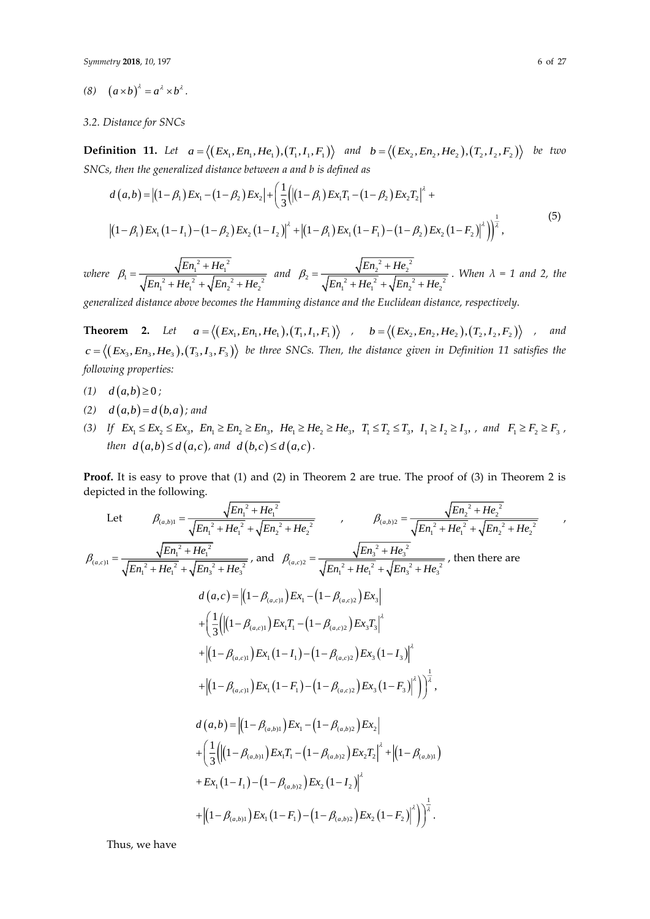(8) $(a \times b)^{\lambda} = a^{\lambda} \times b^{\lambda}$.

### 3.2. Distance for SNCs

**Definition 11.** *Let* $a = \langle (Ex_1, En_1, He_1), (T_1, I_1, F_1) \rangle$ *and* $b = \langle (Ex_2, En_2, He_2), (T_2, I_2, F_2) \rangle$ *be two SNCs, then the generalized distance between a and b is defined as*

$$d(a,b) = \left|(1-\beta_1)Ex_1 - (1-\beta_2)Ex_2\right| + \left(\frac{1}{3}\left(\left|(1-\beta_1)Ex_1T_1 - (1-\beta_2)Ex_2T_2\right|^{\lambda} + \left|(1-\beta_1)Ex_1(1-I_1) - (1-\beta_2)Ex_2(1-I_2)\right|^{\lambda} + \left|(1-\beta_1)Ex_1(1-F_1) - (1-\beta_2)Ex_2(1-F_2)\right|^{\lambda}\right)\right)^{\frac{1}{\lambda}}, \tag{5}$$

*where* $\beta_1 = \frac{\sqrt{En_1^2 + He_1^2}}{\sqrt{En_1^2 + He_1^2} + \sqrt{En_2^2 + He_2^2}}$ *and* $\beta_2 = \frac{\sqrt{En_2^2 + He_2^2}}{\sqrt{En_1^2 + He_1^2} + \sqrt{En_2^2 + He_2^2}}$. *When λ = 1 and 2, the generalized distance above becomes the Hamming distance and the Euclidean distance, respectively.*

**Theorem 2.** *Let* $a = \langle (Ex_1, En_1, He_1), (T_1, I_1, F_1) \rangle$, $b = \langle (Ex_2, En_2, He_2), (T_2, I_2, F_2) \rangle$, *and* $c = \langle (Ex_3, En_3, He_3), (T_3, I_3, F_3) \rangle$ *be three SNCs. Then, the distance given in Definition 11 satisfies the following properties:*

*(1)* $d(a,b) \geq 0$;

*(2)* $d(a,b) = d(b,a)$; *and*

*(3) If* $Ex_1 \leq Ex_2 \leq Ex_3$, $En_1 \geq En_2 \geq En_3$, $He_1 \geq He_2 \geq He_3$, $T_1 \leq T_2 \leq T_3$, $I_1 \geq I_2 \geq I_3$, , *and* $F_1 \geq F_2 \geq F_3$, *then* $d(a,b) \leq d(a,c)$, *and* $d(b,c) \leq d(a,c)$.

**Proof.** It is easy to prove that (1) and (2) in Theorem 2 are true. The proof of (3) in Theorem 2 is depicted in the following.

Let $\beta_{(a,b)1} = \frac{\sqrt{En_1^2 + He_1^2}}{\sqrt{En_1^2 + He_1^2} + \sqrt{En_2^2 + He_2^2}}$, $\beta_{(a,b)2} = \frac{\sqrt{En_2^2 + He_2^2}}{\sqrt{En_1^2 + He_1^2} + \sqrt{En_2^2 + He_2^2}}$, $\beta_{(a,c)1} = \frac{\sqrt{En_1^2 + He_1^2}}{\sqrt{En_1^2 + He_1^2} + \sqrt{En_3^2 + He_3^2}}$, and $\beta_{(a,c)2} = \frac{\sqrt{En_3^2 + He_3^2}}{\sqrt{En_1^2 + He_1^2} + \sqrt{En_3^2 + He_3^2}}$, then there are

$$\begin{aligned} d(a,c) &= \left|(1-\beta_{(a,c)1})Ex_1 - (1-\beta_{(a,c)2})Ex_3\right| \\ &+ \left(\frac{1}{3}\left(\left|(1-\beta_{(a,c)1})Ex_1T_1 - (1-\beta_{(a,c)2})Ex_3T_3\right|^{\lambda}\right.\right. \\ &+ \left|(1-\beta_{(a,c)1})Ex_1(1-I_1) - (1-\beta_{(a,c)2})Ex_3(1-I_3)\right|^{\lambda} \\ &+ \left.\left.\left|(1-\beta_{(a,c)1})Ex_1(1-F_1) - (1-\beta_{(a,c)2})Ex_3(1-F_3)\right|^{\lambda}\right)\right)^{\frac{1}{\lambda}}, \end{aligned}$$

$$\begin{aligned} d(a,b) &= \left|(1-\beta_{(a,b)1})Ex_1 - (1-\beta_{(a,b)2})Ex_2\right| \\ &+ \left(\frac{1}{3}\left(\left|(1-\beta_{(a,b)1})Ex_1T_1 - (1-\beta_{(a,b)2})Ex_2T_2\right|^{\lambda} + \left|(1-\beta_{(a,b)1})\right.\right.\right. \\ &+ \left.Ex_1(1-I_1) - (1-\beta_{(a,b)2})Ex_2(1-I_2)\right|^{\lambda} \\ &+ \left.\left.\left|(1-\beta_{(a,b)1})Ex_1(1-F_1) - (1-\beta_{(a,b)2})Ex_2(1-F_2)\right|^{\lambda}\right)\right)^{\frac{1}{\lambda}}. \end{aligned}$$

Thus, we have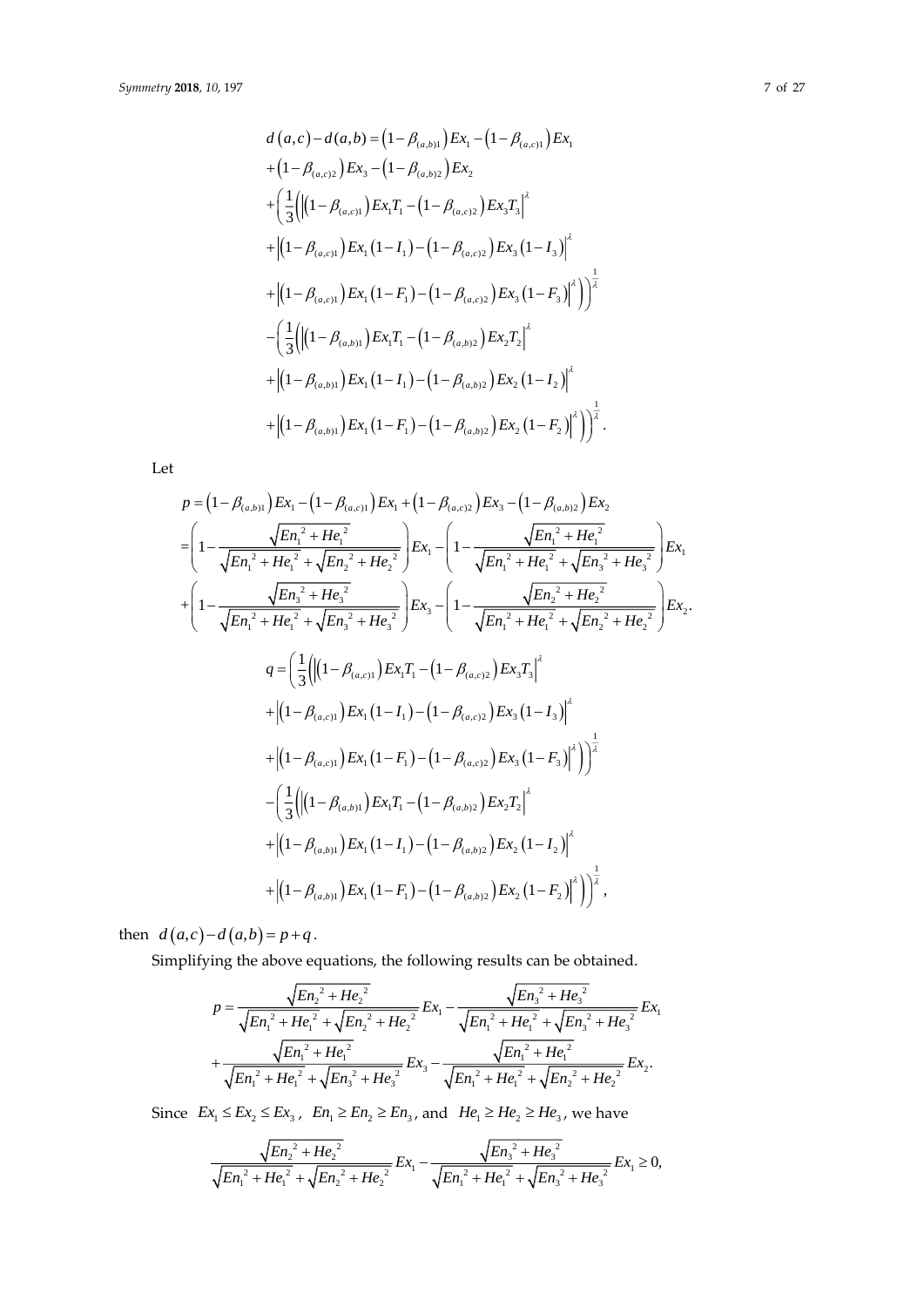$$
\begin{aligned}
d(a,c)-d(a,b) &= \left(1-\beta_{(a,b)1}\right)Ex_1-\left(1-\beta_{(a,c)1}\right)Ex_1 \\
&+\left(1-\beta_{(a,c)2}\right)Ex_3-\left(1-\beta_{(a,b)2}\right)Ex_2 \\
&+\left(\frac{1}{3}\left(\left|\left(1-\beta_{(a,c)1}\right)Ex_1T_1-\left(1-\beta_{(a,c)2}\right)Ex_3T_3\right|^{\lambda}\right.\right. \\
&+\left|\left(1-\beta_{(a,c)1}\right)Ex_1\left(1-I_1\right)-\left(1-\beta_{(a,c)2}\right)Ex_3\left(1-I_3\right)\right|^{\lambda} \\
&\left.\left.+\left|\left(1-\beta_{(a,c)1}\right)Ex_1\left(1-F_1\right)-\left(1-\beta_{(a,c)2}\right)Ex_3\left(1-F_3\right)\right|^{\lambda}\right)\right)^{\frac{1}{\lambda}} \\
&-\left(\frac{1}{3}\left(\left|\left(1-\beta_{(a,b)1}\right)Ex_1T_1-\left(1-\beta_{(a,b)2}\right)Ex_2T_2\right|^{\lambda}\right.\right. \\
&+\left|\left(1-\beta_{(a,b)1}\right)Ex_1\left(1-I_1\right)-\left(1-\beta_{(a,b)2}\right)Ex_2\left(1-I_2\right)\right|^{\lambda} \\
&\left.\left.+\left|\left(1-\beta_{(a,b)1}\right)Ex_1\left(1-F_1\right)-\left(1-\beta_{(a,b)2}\right)Ex_2\left(1-F_2\right)\right|^{\lambda}\right)\right)^{\frac{1}{\lambda}}.
\end{aligned}
$$

Let

$$
\begin{aligned}
p &= \left(1-\beta_{(a,b)1}\right)Ex_1-\left(1-\beta_{(a,c)1}\right)Ex_1+\left(1-\beta_{(a,c)2}\right)Ex_3-\left(1-\beta_{(a,b)2}\right)Ex_2 \\
&=\left(1-\frac{\sqrt{En_1^{\,2}+He_1^{\,2}}}{\sqrt{En_1^{\,2}+He_1^{\,2}}+\sqrt{En_2^{\,2}+He_2^{\,2}}}\right)Ex_1-\left(1-\frac{\sqrt{En_1^{\,2}+He_1^{\,2}}}{\sqrt{En_1^{\,2}+He_1^{\,2}}+\sqrt{En_3^{\,2}+He_3^{\,2}}}\right)Ex_1 \\
&+\left(1-\frac{\sqrt{En_3^{\,2}+He_3^{\,2}}}{\sqrt{En_1^{\,2}+He_1^{\,2}}+\sqrt{En_3^{\,2}+He_3^{\,2}}}\right)Ex_3-\left(1-\frac{\sqrt{En_2^{\,2}+He_2^{\,2}}}{\sqrt{En_1^{\,2}+He_1^{\,2}}+\sqrt{En_2^{\,2}+He_2^{\,2}}}\right)Ex_2.
\end{aligned}
$$

$$
\begin{aligned}
q &= \left(\frac{1}{3}\left(\left|\left(1-\beta_{(a,c)1}\right)Ex_1T_1-\left(1-\beta_{(a,c)2}\right)Ex_3T_3\right|^{\lambda}\right.\right. \\
&+\left|\left(1-\beta_{(a,c)1}\right)Ex_1\left(1-I_1\right)-\left(1-\beta_{(a,c)2}\right)Ex_3\left(1-I_3\right)\right|^{\lambda} \\
&\left.\left.+\left|\left(1-\beta_{(a,c)1}\right)Ex_1\left(1-F_1\right)-\left(1-\beta_{(a,c)2}\right)Ex_3\left(1-F_3\right)\right|^{\lambda}\right)\right)^{\frac{1}{\lambda}} \\
&-\left(\frac{1}{3}\left(\left|\left(1-\beta_{(a,b)1}\right)Ex_1T_1-\left(1-\beta_{(a,b)2}\right)Ex_2T_2\right|^{\lambda}\right.\right. \\
&+\left|\left(1-\beta_{(a,b)1}\right)Ex_1\left(1-I_1\right)-\left(1-\beta_{(a,b)2}\right)Ex_2\left(1-I_2\right)\right|^{\lambda} \\
&\left.\left.+\left|\left(1-\beta_{(a,b)1}\right)Ex_1\left(1-F_1\right)-\left(1-\beta_{(a,b)2}\right)Ex_2\left(1-F_2\right)\right|^{\lambda}\right)\right)^{\frac{1}{\lambda}},
\end{aligned}
$$

then $d(a,c)-d(a,b)=p+q$.

Simplifying the above equations, the following results can be obtained.

$$
\begin{aligned}
p &= \frac{\sqrt{En_2^{\,2}+He_2^{\,2}}}{\sqrt{En_1^{\,2}+He_1^{\,2}}+\sqrt{En_2^{\,2}+He_2^{\,2}}}Ex_1-\frac{\sqrt{En_3^{\,2}+He_3^{\,2}}}{\sqrt{En_1^{\,2}+He_1^{\,2}}+\sqrt{En_3^{\,2}+He_3^{\,2}}}Ex_1 \\
&+\frac{\sqrt{En_1^{\,2}+He_1^{\,2}}}{\sqrt{En_1^{\,2}+He_1^{\,2}}+\sqrt{En_3^{\,2}+He_3^{\,2}}}Ex_3-\frac{\sqrt{En_1^{\,2}+He_1^{\,2}}}{\sqrt{En_1^{\,2}+He_1^{\,2}}+\sqrt{En_2^{\,2}+He_2^{\,2}}}Ex_2.
\end{aligned}
$$

Since $Ex_1 \le Ex_2 \le Ex_3$, $En_1 \ge En_2 \ge En_3$, and $He_1 \ge He_2 \ge He_3$, we have

$$
\frac{\sqrt{En_2^{\,2}+He_2^{\,2}}}{\sqrt{En_1^{\,2}+He_1^{\,2}}+\sqrt{En_2^{\,2}+He_2^{\,2}}}Ex_1-\frac{\sqrt{En_3^{\,2}+He_3^{\,2}}}{\sqrt{En_1^{\,2}+He_1^{\,2}}+\sqrt{En_3^{\,2}+He_3^{\,2}}}Ex_1 \ge 0,
$$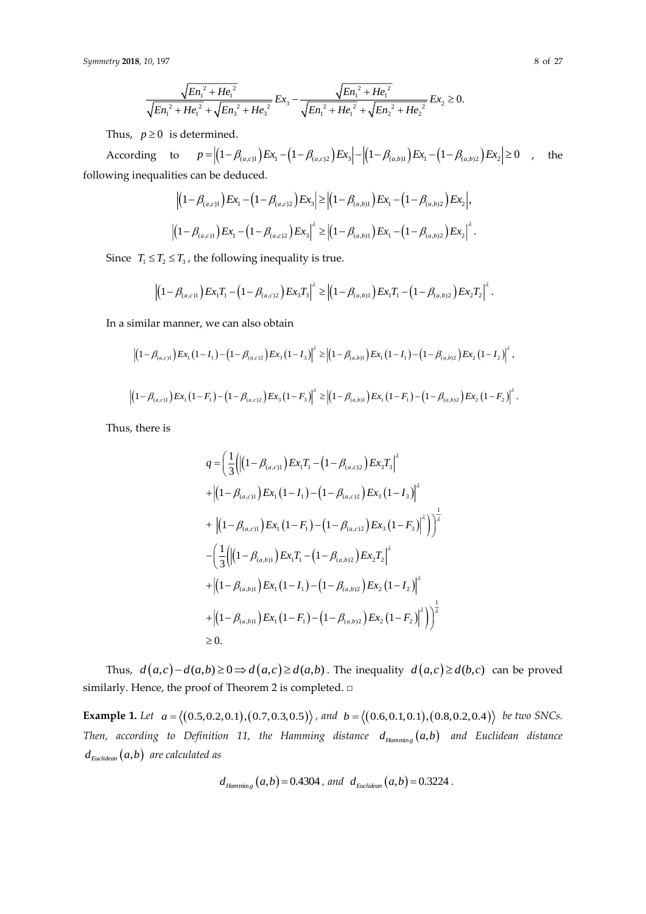$$\frac{\sqrt{En_1^2 + He_1^2}}{\sqrt{En_1^2 + He_1^2} + \sqrt{En_3^2 + He_3^2}} Ex_3 - \frac{\sqrt{En_1^2 + He_1^2}}{\sqrt{En_1^2 + He_1^2} + \sqrt{En_2^2 + He_2^2}} Ex_2 \geq 0.$$

Thus, $p \geq 0$ is determined.

According to $p = \left|\left(1-\beta_{(a,c)1}\right)Ex_1 - \left(1-\beta_{(a,c)2}\right)Ex_3\right| - \left|\left(1-\beta_{(a,b)1}\right)Ex_1 - \left(1-\beta_{(a,b)2}\right)Ex_2\right| \geq 0$, the following inequalities can be deduced.

$$\left|\left(1-\beta_{(a,c)1}\right)Ex_1 - \left(1-\beta_{(a,c)2}\right)Ex_3\right| \geq \left|\left(1-\beta_{(a,b)1}\right)Ex_1 - \left(1-\beta_{(a,b)2}\right)Ex_2\right|,$$

$$\left|\left(1-\beta_{(a,c)1}\right)Ex_1 - \left(1-\beta_{(a,c)2}\right)Ex_3\right|^{\lambda} \geq \left|\left(1-\beta_{(a,b)1}\right)Ex_1 - \left(1-\beta_{(a,b)2}\right)Ex_2\right|^{\lambda}.$$

Since $T_1 \leq T_2 \leq T_3$, the following inequality is true.

$$\left|\left(1-\beta_{(a,c)1}\right)Ex_1T_1 - \left(1-\beta_{(a,c)2}\right)Ex_3T_3\right|^{\lambda} \geq \left|\left(1-\beta_{(a,b)1}\right)Ex_1T_1 - \left(1-\beta_{(a,b)2}\right)Ex_2T_2\right|^{\lambda}.$$

In a similar manner, we can also obtain

$$\left|\left(1-\beta_{(a,c)1}\right)Ex_1\left(1-I_1\right) - \left(1-\beta_{(a,c)2}\right)Ex_3\left(1-I_3\right)\right|^{\lambda} \geq \left|\left(1-\beta_{(a,b)1}\right)Ex_1\left(1-I_1\right) - \left(1-\beta_{(a,b)2}\right)Ex_2\left(1-I_2\right)\right|^{\lambda},$$

$$\left|\left(1-\beta_{(a,c)1}\right)Ex_1\left(1-F_1\right) - \left(1-\beta_{(a,c)2}\right)Ex_3\left(1-F_3\right)\right|^{\lambda} \geq \left|\left(1-\beta_{(a,b)1}\right)Ex_1\left(1-F_1\right) - \left(1-\beta_{(a,b)2}\right)Ex_2\left(1-F_2\right)\right|^{\lambda}.$$

Thus, there is

$$\begin{aligned} q = & \left(\frac{1}{3}\left(\left|\left(1-\beta_{(a,c)1}\right)Ex_1T_1 - \left(1-\beta_{(a,c)2}\right)Ex_3T_3\right|^{\lambda}\right.\right. \\ & + \left|\left(1-\beta_{(a,c)1}\right)Ex_1\left(1-I_1\right) - \left(1-\beta_{(a,c)2}\right)Ex_3\left(1-I_3\right)\right|^{\lambda} \\ & \left.\left. + \left|\left(1-\beta_{(a,c)1}\right)Ex_1\left(1-F_1\right) - \left(1-\beta_{(a,c)2}\right)Ex_3\left(1-F_3\right)\right|^{\lambda}\right)\right)^{\frac{1}{\lambda}} \\ & - \left(\frac{1}{3}\left(\left|\left(1-\beta_{(a,b)1}\right)Ex_1T_1 - \left(1-\beta_{(a,b)2}\right)Ex_2T_2\right|^{\lambda}\right.\right. \\ & + \left|\left(1-\beta_{(a,b)1}\right)Ex_1\left(1-I_1\right) - \left(1-\beta_{(a,b)2}\right)Ex_2\left(1-I_2\right)\right|^{\lambda} \\ & \left.\left. + \left|\left(1-\beta_{(a,b)1}\right)Ex_1\left(1-F_1\right) - \left(1-\beta_{(a,b)2}\right)Ex_2\left(1-F_2\right)\right|^{\lambda}\right)\right)^{\frac{1}{\lambda}} \\ & \geq 0. \end{aligned}$$

Thus, $d(a,c) - d(a,b) \geq 0 \Rightarrow d(a,c) \geq d(a,b)$. The inequality $d(a,c) \geq d(b,c)$ can be proved similarly. Hence, the proof of Theorem 2 is completed. □

**Example 1.** *Let* $a = \langle (0.5, 0.2, 0.1), (0.7, 0.3, 0.5) \rangle$*, and* $b = \langle (0.6, 0.1, 0.1), (0.8, 0.2, 0.4) \rangle$ *be two SNCs. Then, according to Definition 11, the Hamming distance* $d_{Hamming}(a,b)$ *and Euclidean distance* $d_{Euclidean}(a,b)$ *are calculated as*

$$d_{Hamming}(a,b) = 0.4304\text{, and } d_{Euclidean}(a,b) = 0.3224.$$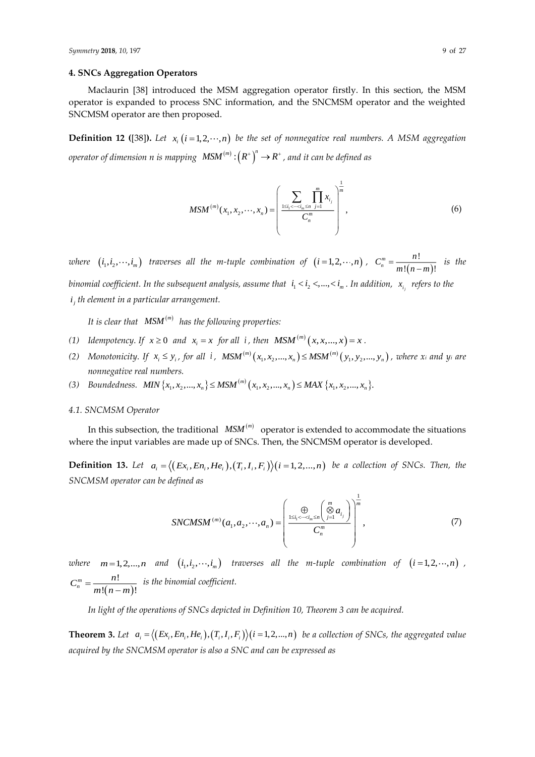## 4. SNCs Aggregation Operators

Maclaurin [38] introduced the MSM aggregation operator firstly. In this section, the MSM operator is expanded to process SNC information, and the SNCMSM operator and the weighted SNCMSM operator are then proposed.

**Definition 12 (**[38]**).** *Let* $x_i\ (i = 1, 2, \cdots, n)$ *be the set of nonnegative real numbers. A MSM aggregation operator of dimension n is mapping* $MSM^{(m)} : (R^+)^n \to R^+$*, and it can be defined as*

$$MSM^{(m)}(x_1, x_2, \cdots, x_n) = \left( \frac{\sum_{1 \le i_1 < \cdots < i_m \le n} \prod_{j=1}^{m} x_{i_j}}{C_n^m} \right)^{\frac{1}{m}}, \tag{6}$$

*where* $(i_1, i_2, \cdots, i_m)$ *traverses all the m-tuple combination of* $(i = 1, 2, \cdots, n)$*,* $C_n^m = \frac{n!}{m!(n-m)!}$ *is the binomial coefficient. In the subsequent analysis, assume that* $i_1 < i_2 <, \ldots, < i_m$*. In addition,* $x_{i_j}$ *refers to the* $i_j$ *th element in a particular arrangement.*

*It is clear that* $MSM^{(m)}$ *has the following properties:*

1. *Idempotency. If* $x \ge 0$ *and* $x_i = x$ *for all* $i$*, then* $MSM^{(m)}(x, x, \ldots, x) = x$*.*
2. *Monotonicity. If* $x_i \le y_i$*, for all* $i$*,* $MSM^{(m)}(x_1, x_2, \ldots, x_n) \le MSM^{(m)}(y_1, y_2, \ldots, y_n)$*, where* $x_i$ *and* $y_i$ *are nonnegative real numbers.*
3. *Boundedness.* $MIN\{x_1, x_2, \ldots, x_n\} \le MSM^{(m)}(x_1, x_2, \ldots, x_n) \le MAX\{x_1, x_2, \ldots, x_n\}$*.*

### 4.1. SNCMSM Operator

In this subsection, the traditional $MSM^{(m)}$ operator is extended to accommodate the situations where the input variables are made up of SNCs. Then, the SNCMSM operator is developed.

**Definition 13.** *Let* $a_i = \langle (Ex_i, En_i, He_i), (T_i, I_i, F_i) \rangle (i = 1, 2, \ldots, n)$ *be a collection of SNCs. Then, the SNCMSM operator can be defined as*

$$SNCMSM^{(m)}(a_1, a_2, \cdots, a_n) = \left( \frac{\oplus_{1 \le i_1 < \cdots < i_m \le n} \left( \otimes_{j=1}^{m} a_{i_j} \right)}{C_n^m} \right)^{\frac{1}{m}}, \tag{7}$$

*where* $m = 1, 2, \ldots, n$ *and* $(i_1, i_2, \cdots, i_m)$ *traverses all the m-tuple combination of* $(i = 1, 2, \cdots, n)$*,* $C_n^m = \frac{n!}{m!(n-m)!}$ *is the binomial coefficient.*

*In light of the operations of SNCs depicted in Definition 10, Theorem 3 can be acquired.*

**Theorem 3.** *Let* $a_i = \langle (Ex_i, En_i, He_i), (T_i, I_i, F_i) \rangle (i = 1, 2, \ldots, n)$ *be a collection of SNCs, the aggregated value acquired by the SNCMSM operator is also a SNC and can be expressed as*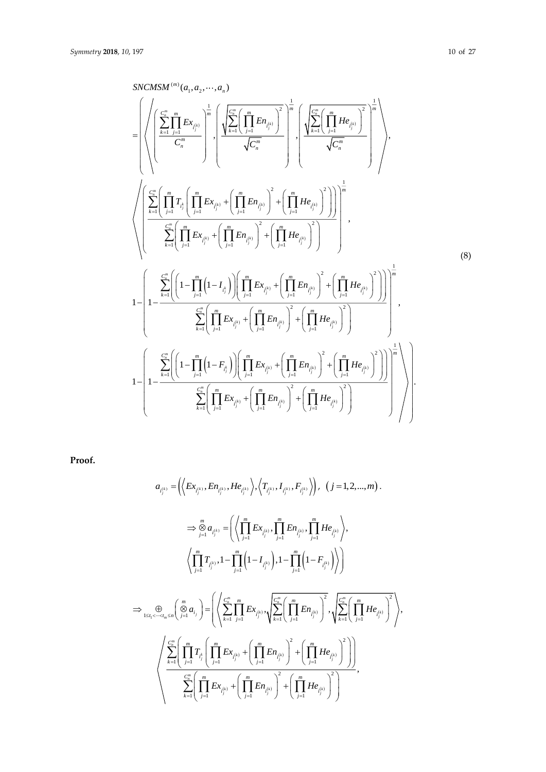$$
SNCMSM^{(m)}(a_1, a_2, \cdots, a_n)
$$

$$
= \left( \left\langle \left( \frac{\sum_{k=1}^{C_n^m} \prod_{j=1}^{m} Ex_{i_j^{(k)}}}{C_n^m} \right)^{\frac{1}{m}}, \left( \frac{\sqrt{\sum_{k=1}^{C_n^m} \left( \prod_{j=1}^{m} En_{i_j^{(k)}} \right)^2}}{\sqrt{C_n^m}} \right)^{\frac{1}{m}}, \left( \frac{\sqrt{\sum_{k=1}^{C_n^m} \left( \prod_{j=1}^{m} He_{i_j^{(k)}} \right)^2}}{\sqrt{C_n^m}} \right)^{\frac{1}{m}} \right\rangle, \right.
$$

$$
\left\langle \left( \frac{\sum_{k=1}^{C_n^m} \left( \prod_{j=1}^{m} T_{i_j^k} \left( \prod_{j=1}^{m} Ex_{i_j^{(k)}} + \left( \prod_{j=1}^{m} En_{i_j^{(k)}} \right)^2 + \left( \prod_{j=1}^{m} He_{i_j^{(k)}} \right)^2 \right) \right)}{\sum_{k=1}^{C_n^m} \left( \prod_{j=1}^{m} Ex_{i_j^{(k)}} + \left( \prod_{j=1}^{m} En_{i_j^{(k)}} \right)^2 + \left( \prod_{j=1}^{m} He_{i_j^{(k)}} \right)^2 \right)} \right)^{\frac{1}{m}}, \right. \tag{8}
$$

$$
1 - \left( 1 - \frac{\sum_{k=1}^{C_n^m} \left( \left( 1 - \prod_{j=1}^{m} \left( 1 - I_{i_j^k} \right) \right) \left( \prod_{j=1}^{m} Ex_{i_j^{(k)}} + \left( \prod_{j=1}^{m} En_{i_j^{(k)}} \right)^2 + \left( \prod_{j=1}^{m} He_{i_j^{(k)}} \right)^2 \right) \right)}{\sum_{k=1}^{C_n^m} \left( \prod_{j=1}^{m} Ex_{i_j^{(k)}} + \left( \prod_{j=1}^{m} En_{i_j^{(k)}} \right)^2 + \left( \prod_{j=1}^{m} He_{i_j^{(k)}} \right)^2 \right)} \right)^{\frac{1}{m}},
$$

$$
\left. \left. 1 - \left( 1 - \frac{\sum_{k=1}^{C_n^m} \left( \left( 1 - \prod_{j=1}^{m} \left( 1 - F_{i_j^k} \right) \right) \left( \prod_{j=1}^{m} Ex_{i_j^{(k)}} + \left( \prod_{j=1}^{m} En_{i_j^{(k)}} \right)^2 + \left( \prod_{j=1}^{m} He_{i_j^{(k)}} \right)^2 \right) \right)}{\sum_{k=1}^{C_n^m} \left( \prod_{j=1}^{m} Ex_{i_j^{(k)}} + \left( \prod_{j=1}^{m} En_{i_j^{(k)}} \right)^2 + \left( \prod_{j=1}^{m} He_{i_j^{(k)}} \right)^2 \right)} \right)^{\frac{1}{m}} \right\rangle \right).
$$

**Proof.**

$$
a_{i_j^{(k)}} = \left( \left\langle Ex_{i_j^{(k)}}, En_{i_j^{(k)}}, He_{i_j^{(k)}} \right\rangle, \left\langle T_{i_j^{(k)}}, I_{i_j^{(k)}}, F_{i_j^{(k)}} \right\rangle \right), \quad (j = 1, 2, \ldots, m).
$$

$$
\Rightarrow \overset{m}{\underset{j=1}{\otimes}} a_{i_j^{(k)}} = \left( \left\langle \prod_{j=1}^{m} Ex_{i_j^{(k)}}, \prod_{j=1}^{m} En_{i_j^{(k)}}, \prod_{j=1}^{m} He_{i_j^{(k)}} \right\rangle, \right.
$$

$$
\left. \left\langle \prod_{j=1}^{m} T_{i_j^{(k)}}, 1 - \prod_{j=1}^{m} \left( 1 - I_{i_j^{(k)}} \right), 1 - \prod_{j=1}^{m} \left( 1 - F_{i_j^{(k)}} \right) \right\rangle \right)
$$

$$
\Rightarrow \underset{1 \le t_1 < \cdots < t_m \le n}{\oplus} \left( \overset{m}{\underset{j=1}{\otimes}} a_{i_j} \right) = \left( \left\langle \sum_{k=1}^{C_n^m} \prod_{j=1}^{m} Ex_{i_j^{(k)}}, \sqrt{\sum_{k=1}^{C_n^m} \left( \prod_{j=1}^{m} En_{i_j^{(k)}} \right)^2}, \sqrt{\sum_{k=1}^{C_n^m} \left( \prod_{j=1}^{m} He_{i_j^{(k)}} \right)^2} \right\rangle, \right.
$$

$$
\left\langle \frac{\sum_{k=1}^{C_n^m} \left( \prod_{j=1}^{m} T_{i_j^k} \left( \prod_{j=1}^{m} Ex_{i_j^{(k)}} + \left( \prod_{j=1}^{m} En_{i_j^{(k)}} \right)^2 + \left( \prod_{j=1}^{m} He_{i_j^{(k)}} \right)^2 \right) \right)}{\sum_{k=1}^{C_n^m} \left( \prod_{j=1}^{m} Ex_{i_j^{(k)}} + \left( \prod_{j=1}^{m} En_{i_j^{(k)}} \right)^2 + \left( \prod_{j=1}^{m} He_{i_j^{(k)}} \right)^2 \right)}, \right.
$$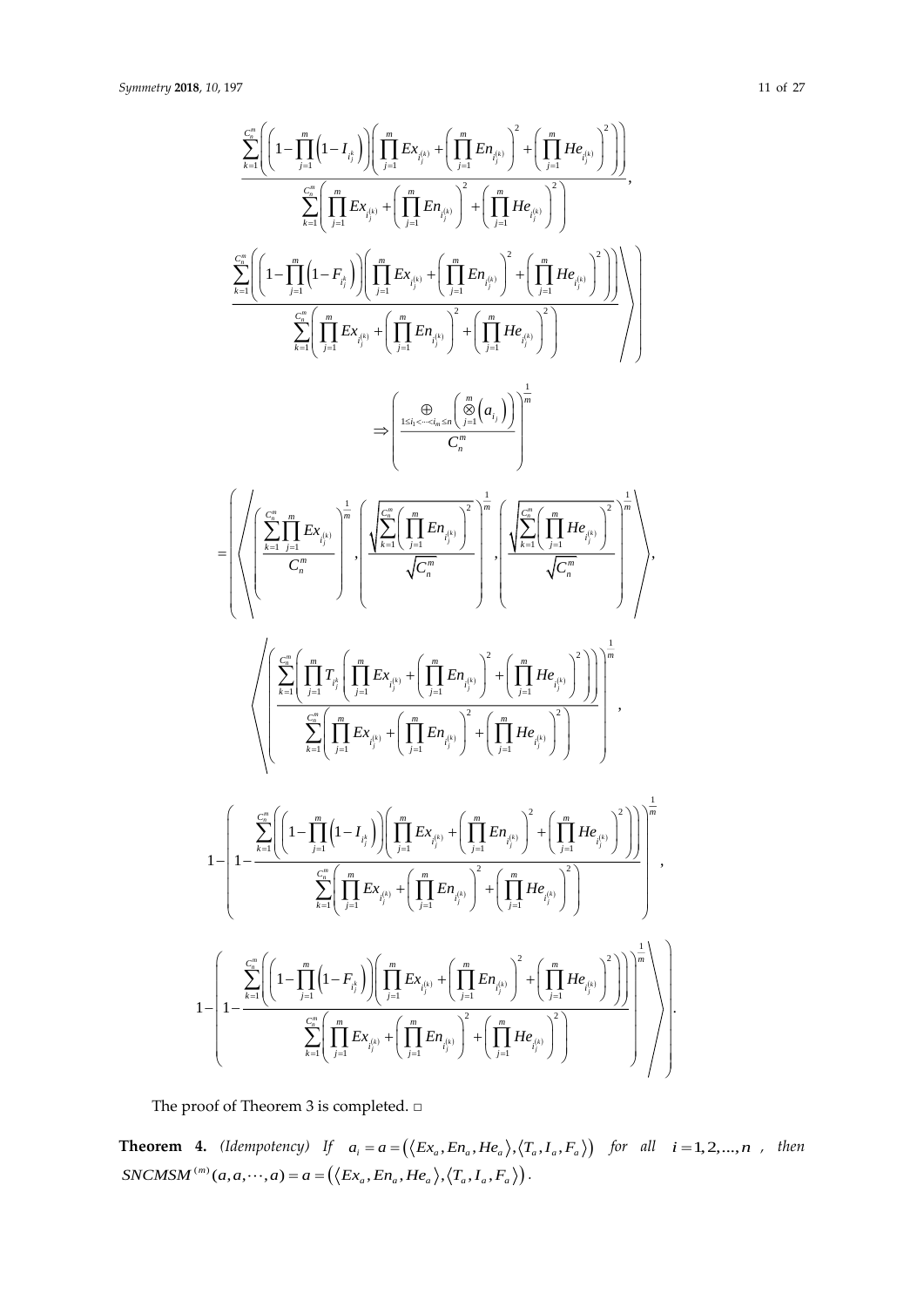$$\frac{\sum_{k=1}^{C_n^m}\left(\left(1-\prod_{j=1}^{m}\left(1-I_{i_j^k}\right)\right)\left(\prod_{j=1}^{m}Ex_{i_j^{(k)}}+\left(\prod_{j=1}^{m}En_{i_j^{(k)}}\right)^2+\left(\prod_{j=1}^{m}He_{i_j^{(k)}}\right)^2\right)\right)}{\sum_{k=1}^{C_n^m}\left(\prod_{j=1}^{m}Ex_{i_j^{(k)}}+\left(\prod_{j=1}^{m}En_{i_j^{(k)}}\right)^2+\left(\prod_{j=1}^{m}He_{i_j^{(k)}}\right)^2\right)},$$

$$\left.\left.\frac{\sum_{k=1}^{C_n^m}\left(\left(1-\prod_{j=1}^{m}\left(1-F_{i_j^k}\right)\right)\left(\prod_{j=1}^{m}Ex_{i_j^{(k)}}+\left(\prod_{j=1}^{m}En_{i_j^{(k)}}\right)^2+\left(\prod_{j=1}^{m}He_{i_j^{(k)}}\right)^2\right)\right)}{\sum_{k=1}^{C_n^m}\left(\prod_{j=1}^{m}Ex_{i_j^{(k)}}+\left(\prod_{j=1}^{m}En_{i_j^{(k)}}\right)^2+\left(\prod_{j=1}^{m}He_{i_j^{(k)}}\right)^2\right)}\right\rangle\right)$$

$$\Rightarrow\left(\frac{\oplus_{1\le i_1<\cdots<i_m\le n}\left(\otimes_{j=1}^{m}\left(a_{i_j}\right)\right)}{C_n^m}\right)^{\frac{1}{m}}$$

$$=\left(\left\langle\left(\frac{\sum_{k=1}^{C_n^m}\prod_{j=1}^{m}Ex_{i_j^{(k)}}}{C_n^m}\right)^{\frac{1}{m}},\left(\frac{\sqrt{\sum_{k=1}^{C_n^m}\left(\prod_{j=1}^{m}En_{i_j^{(k)}}\right)^2}}{\sqrt{C_n^m}}\right)^{\frac{1}{m}},\left(\frac{\sqrt{\sum_{k=1}^{C_n^m}\left(\prod_{j=1}^{m}He_{i_j^{(k)}}\right)^2}}{\sqrt{C_n^m}}\right)^{\frac{1}{m}}\right\rangle,\right.$$

$$\left\langle\left(\frac{\sum_{k=1}^{C_n^m}\left(\prod_{j=1}^{m}T_{i_j^k}\left(\prod_{j=1}^{m}Ex_{i_j^{(k)}}+\left(\prod_{j=1}^{m}En_{i_j^{(k)}}\right)^2+\left(\prod_{j=1}^{m}He_{i_j^{(k)}}\right)^2\right)\right)}{\sum_{k=1}^{C_n^m}\left(\prod_{j=1}^{m}Ex_{i_j^{(k)}}+\left(\prod_{j=1}^{m}En_{i_j^{(k)}}\right)^2+\left(\prod_{j=1}^{m}He_{i_j^{(k)}}\right)^2\right)}\right)^{\frac{1}{m}},\right.$$

$$1-\left(1-\frac{\sum_{k=1}^{C_n^m}\left(\left(1-\prod_{j=1}^{m}\left(1-I_{i_j^k}\right)\right)\left(\prod_{j=1}^{m}Ex_{i_j^{(k)}}+\left(\prod_{j=1}^{m}En_{i_j^{(k)}}\right)^2+\left(\prod_{j=1}^{m}He_{i_j^{(k)}}\right)^2\right)\right)}{\sum_{k=1}^{C_n^m}\left(\prod_{j=1}^{m}Ex_{i_j^{(k)}}+\left(\prod_{j=1}^{m}En_{i_j^{(k)}}\right)^2+\left(\prod_{j=1}^{m}He_{i_j^{(k)}}\right)^2\right)}\right)^{\frac{1}{m}},$$

$$\left.\left.1-\left(1-\frac{\sum_{k=1}^{C_n^m}\left(\left(1-\prod_{j=1}^{m}\left(1-F_{i_j^k}\right)\right)\left(\prod_{j=1}^{m}Ex_{i_j^{(k)}}+\left(\prod_{j=1}^{m}En_{i_j^{(k)}}\right)^2+\left(\prod_{j=1}^{m}He_{i_j^{(k)}}\right)^2\right)\right)}{\sum_{k=1}^{C_n^m}\left(\prod_{j=1}^{m}Ex_{i_j^{(k)}}+\left(\prod_{j=1}^{m}En_{i_j^{(k)}}\right)^2+\left(\prod_{j=1}^{m}He_{i_j^{(k)}}\right)^2\right)}\right)^{\frac{1}{m}}\right\rangle\right).$$

The proof of Theorem 3 is completed. □

**Theorem 4.** *(Idempotency) If* $a_i = a = \left(\langle Ex_a, En_a, He_a\rangle, \langle T_a, I_a, F_a\rangle\right)$ *for all* $i = 1,2,\ldots,n$ *, then* $SNCMSM^{(m)}(a,a,\cdots,a) = a = \left(\langle Ex_a, En_a, He_a\rangle, \langle T_a, I_a, F_a\rangle\right)$.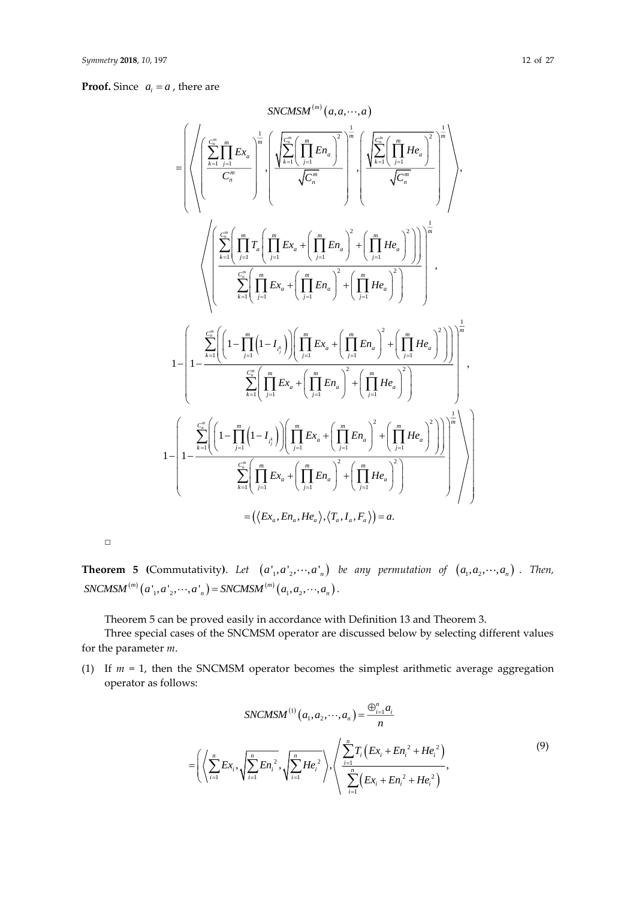**Proof.** Since $a_i = a$, there are

$$
SNCMSM^{(m)}(a,a,\cdots,a)
$$

$$
= \left( \left\langle \left( \frac{\sum_{k=1}^{C_n^m} \prod_{j=1}^{m} Ex_a}{C_n^m} \right)^{\frac{1}{m}}, \left( \frac{\sqrt{\sum_{k=1}^{C_n^m} \left( \prod_{j=1}^{m} En_a \right)^2}}{\sqrt{C_n^m}} \right)^{\frac{1}{m}}, \left( \frac{\sqrt{\sum_{k=1}^{C_n^m} \left( \prod_{j=1}^{m} He_a \right)^2}}{\sqrt{C_n^m}} \right)^{\frac{1}{m}} \right\rangle, \right.
$$

$$
\left\langle \left( \frac{\sum_{k=1}^{C_n^m} \left( \prod_{j=1}^{m} T_a \left( \prod_{j=1}^{m} Ex_a + \left( \prod_{j=1}^{m} En_a \right)^2 + \left( \prod_{j=1}^{m} He_a \right)^2 \right) \right)}{\sum_{k=1}^{C_n^m} \left( \prod_{j=1}^{m} Ex_a + \left( \prod_{j=1}^{m} En_a \right)^2 + \left( \prod_{j=1}^{m} He_a \right)^2 \right)} \right)^{\frac{1}{m}}, \right.
$$

$$
1 - \left( 1 - \frac{\sum_{k=1}^{C_n^m} \left( \left( 1 - \prod_{j=1}^{m} \left( 1 - I_{i_j^k} \right) \right) \left( \prod_{j=1}^{m} Ex_a + \left( \prod_{j=1}^{m} En_a \right)^2 + \left( \prod_{j=1}^{m} He_a \right)^2 \right) \right)}{\sum_{k=1}^{C_n^m} \left( \prod_{j=1}^{m} Ex_a + \left( \prod_{j=1}^{m} En_a \right)^2 + \left( \prod_{j=1}^{m} He_a \right)^2 \right)} \right)^{\frac{1}{m}},
$$

$$
\left. \left. 1 - \left( 1 - \frac{\sum_{k=1}^{C_n^m} \left( \left( 1 - \prod_{j=1}^{m} \left( 1 - I_{i_j^k} \right) \right) \left( \prod_{j=1}^{m} Ex_a + \left( \prod_{j=1}^{m} En_a \right)^2 + \left( \prod_{j=1}^{m} He_a \right)^2 \right) \right)}{\sum_{k=1}^{C_n^m} \left( \prod_{j=1}^{m} Ex_a + \left( \prod_{j=1}^{m} En_a \right)^2 + \left( \prod_{j=1}^{m} He_a \right)^2 \right)} \right)^{\frac{1}{m}} \right\rangle \right)
$$

$$
= \left( \langle Ex_a, En_a, He_a \rangle, \langle T_a, I_a, F_a \rangle \right) = a.
$$

□

**Theorem 5** **(Commutativity)**. *Let* $(a'_1, a'_2, \cdots, a'_n)$ *be any permutation of* $(a_1, a_2, \cdots, a_n)$. *Then,* $SNCMSM^{(m)}(a'_1, a'_2, \cdots, a'_n) = SNCMSM^{(m)}(a_1, a_2, \cdots, a_n)$.

Theorem 5 can be proved easily in accordance with Definition 13 and Theorem 3.

Three special cases of the SNCMSM operator are discussed below by selecting different values for the parameter $m$.

(1) If $m = 1$, then the SNCMSM operator becomes the simplest arithmetic average aggregation operator as follows:

$$
SNCMSM^{(1)}(a_1, a_2, \cdots, a_n) = \frac{\oplus_{i=1}^{n} a_i}{n}
$$

$$
= \left( \left\langle \sum_{i=1}^{n} Ex_i, \sqrt{\sum_{i=1}^{n} En_i^2}, \sqrt{\sum_{i=1}^{n} He_i^2} \right\rangle, \left\langle \frac{\sum_{i=1}^{n} T_i \left( Ex_i + En_i^2 + He_i^2 \right)}{\sum_{i=1}^{n} \left( Ex_i + En_i^2 + He_i^2 \right)}, \right. \right. \tag{9}
$$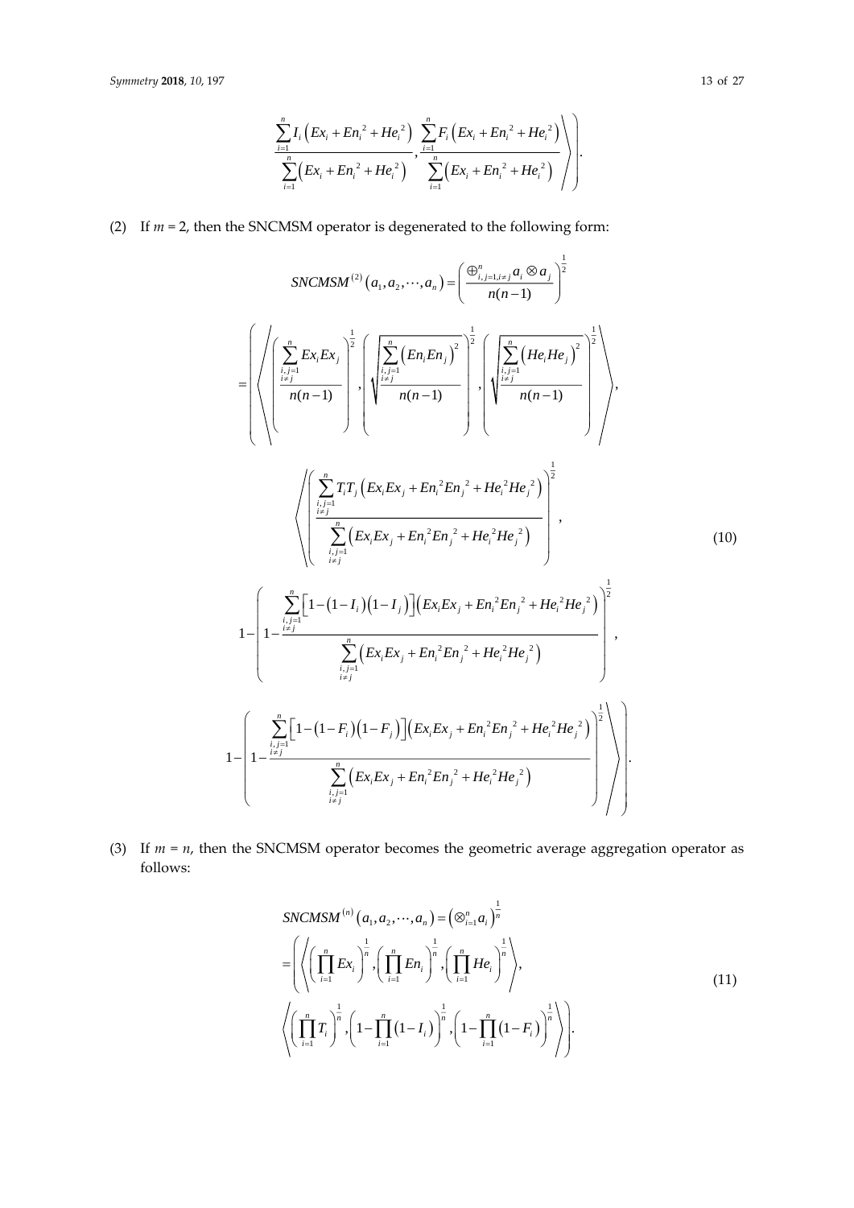$$\left.\left.\frac{\sum_{i=1}^{n} I_i\left(Ex_i + En_i^{\,2} + He_i^{\,2}\right)}{\sum_{i=1}^{n}\left(Ex_i + En_i^{\,2} + He_i^{\,2}\right)}, \frac{\sum_{i=1}^{n} F_i\left(Ex_i + En_i^{\,2} + He_i^{\,2}\right)}{\sum_{i=1}^{n}\left(Ex_i + En_i^{\,2} + He_i^{\,2}\right)}\right\rangle\right).$$

(2) If $m = 2$, then the SNCMSM operator is degenerated to the following form:

$$
\begin{aligned}
&SNCMSM^{(2)}\left(a_1, a_2, \cdots, a_n\right) = \left(\frac{\oplus_{i,j=1,i\neq j}^{n} a_i \otimes a_j}{n(n-1)}\right)^{\frac{1}{2}} \\
&= \left(\left\langle \left(\frac{\sum_{\substack{i,j=1 \\ i\neq j}}^{n} Ex_i Ex_j}{n(n-1)}\right)^{\frac{1}{2}}, \left(\sqrt{\frac{\sum_{\substack{i,j=1 \\ i\neq j}}^{n}\left(En_i En_j\right)^2}{n(n-1)}}\right)^{\frac{1}{2}}, \left(\sqrt{\frac{\sum_{\substack{i,j=1 \\ i\neq j}}^{n}\left(He_i He_j\right)^2}{n(n-1)}}\right)^{\frac{1}{2}} \right\rangle,\right. \\
&\left\langle \left(\frac{\sum_{\substack{i,j=1 \\ i\neq j}}^{n} T_i T_j\left(Ex_i Ex_j + En_i^{\,2} En_j^{\,2} + He_i^{\,2} He_j^{\,2}\right)}{\sum_{\substack{i,j=1 \\ i\neq j}}^{n}\left(Ex_i Ex_j + En_i^{\,2} En_j^{\,2} + He_i^{\,2} He_j^{\,2}\right)}\right)^{\frac{1}{2}},\right. \\
&1 - \left(1 - \frac{\sum_{\substack{i,j=1 \\ i\neq j}}^{n}\left[1 - \left(1 - I_i\right)\left(1 - I_j\right)\right]\left(Ex_i Ex_j + En_i^{\,2} En_j^{\,2} + He_i^{\,2} He_j^{\,2}\right)}{\sum_{\substack{i,j=1 \\ i\neq j}}^{n}\left(Ex_i Ex_j + En_i^{\,2} En_j^{\,2} + He_i^{\,2} He_j^{\,2}\right)}\right)^{\frac{1}{2}}, \\
&\left.\left. 1 - \left(1 - \frac{\sum_{\substack{i,j=1 \\ i\neq j}}^{n}\left[1 - \left(1 - F_i\right)\left(1 - F_j\right)\right]\left(Ex_i Ex_j + En_i^{\,2} En_j^{\,2} + He_i^{\,2} He_j^{\,2}\right)}{\sum_{\substack{i,j=1 \\ i\neq j}}^{n}\left(Ex_i Ex_j + En_i^{\,2} En_j^{\,2} + He_i^{\,2} He_j^{\,2}\right)}\right)^{\frac{1}{2}} \right\rangle\right).
\end{aligned}
\tag{10}
$$

(3) If $m = n$, then the SNCMSM operator becomes the geometric average aggregation operator as follows:

$$
\begin{aligned}
&SNCMSM^{(n)}\left(a_1, a_2, \cdots, a_n\right) = \left(\otimes_{i=1}^{n} a_i\right)^{\frac{1}{n}} \\
&= \left(\left\langle \left(\prod_{i=1}^{n} Ex_i\right)^{\frac{1}{n}}, \left(\prod_{i=1}^{n} En_i\right)^{\frac{1}{n}}, \left(\prod_{i=1}^{n} He_i\right)^{\frac{1}{n}} \right\rangle,\right. \\
&\left.\left\langle \left(\prod_{i=1}^{n} T_i\right)^{\frac{1}{n}}, \left(1 - \prod_{i=1}^{n}\left(1 - I_i\right)\right)^{\frac{1}{n}}, \left(1 - \prod_{i=1}^{n}\left(1 - F_i\right)\right)^{\frac{1}{n}} \right\rangle\right).
\end{aligned}
\tag{11}
$$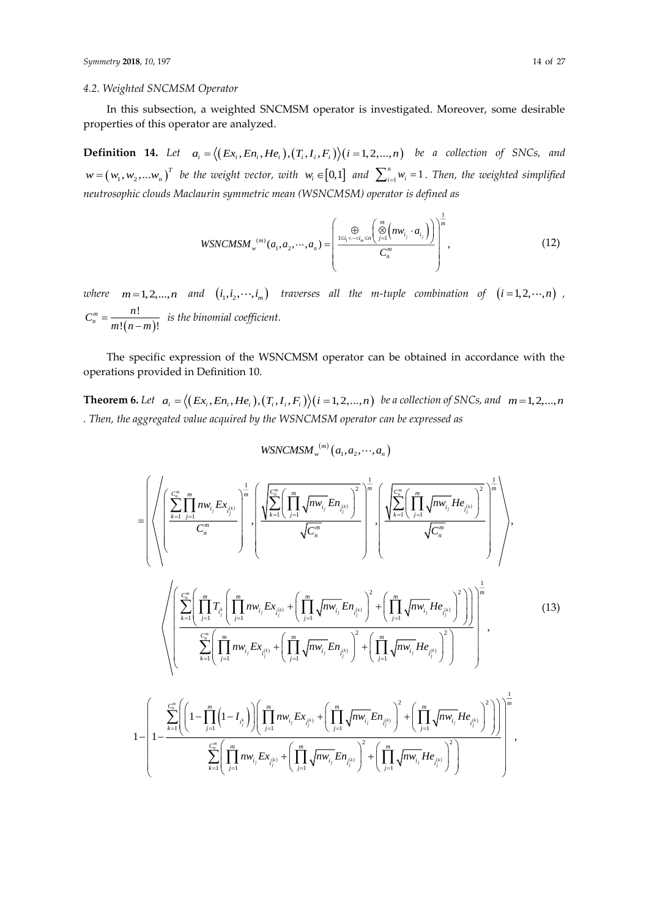### 4.2. Weighted SNCMSM Operator

In this subsection, a weighted SNCMSM operator is investigated. Moreover, some desirable properties of this operator are analyzed.

**Definition 14.** *Let* $a_i = \langle (Ex_i, En_i, He_i), (T_i, I_i, F_i) \rangle (i = 1, 2, \ldots, n)$ *be a collection of SNCs, and* $w = (w_1, w_2, \ldots w_n)^T$ *be the weight vector, with* $w_i \in [0, 1]$ *and* $\sum_{i=1}^{n} w_i = 1$*. Then, the weighted simplified neutrosophic clouds Maclaurin symmetric mean (WSNCMSM) operator is defined as*

$$
WSNCMSM_w^{(m)}(a_1, a_2, \cdots, a_n) = \left( \frac{\underset{1 \le i_1 < \cdots < i_m \le n}{\oplus} \left( \overset{m}{\underset{j=1}{\otimes}} \left( n w_{i_j} \cdot a_{i_j} \right) \right)}{C_n^m} \right)^{\frac{1}{m}}, \tag{12}
$$

*where* $m = 1, 2, \ldots, n$ *and* $(i_1, i_2, \cdots, i_m)$ *traverses all the m-tuple combination of* $(i = 1, 2, \cdots, n)$*,* $C_n^m = \frac{n!}{m!(n-m)!}$ *is the binomial coefficient.*

The specific expression of the WSNCMSM operator can be obtained in accordance with the operations provided in Definition 10.

**Theorem 6.** *Let* $a_i = \langle (Ex_i, En_i, He_i), (T_i, I_i, F_i) \rangle (i = 1, 2, \ldots, n)$ *be a collection of SNCs, and* $m = 1, 2, \ldots, n$*. Then, the aggregated value acquired by the WSNCMSM operator can be expressed as*

$$
WSNCMSM_w^{(m)}(a_1, a_2, \cdots, a_n)
$$

$$
= \left\langle \left\langle \left( \frac{\sum_{k=1}^{C_n^m} \prod_{j=1}^{m} n w_{i_j} Ex_{i_j^{(k)}}}{C_n^m} \right)^{\frac{1}{m}}, \left( \frac{\sqrt{\sum_{k=1}^{C_n^m} \left( \prod_{j=1}^{m} \sqrt{n w_{i_j}} En_{i_j^{(k)}} \right)^2}}{\sqrt{C_n^m}} \right)^{\frac{1}{m}}, \left( \frac{\sqrt{\sum_{k=1}^{C_n^m} \left( \prod_{j=1}^{m} \sqrt{n w_{i_j}} He_{i_j^{(k)}} \right)^2}}{\sqrt{C_n^m}} \right)^{\frac{1}{m}} \right\rangle, \right.
$$

$$
\left\langle \left( \frac{\sum_{k=1}^{C_n^m} \left( \prod_{j=1}^{m} T_{i_j^k} \left( \prod_{j=1}^{m} n w_{i_j} Ex_{i_j^{(k)}} + \left( \prod_{j=1}^{m} \sqrt{n w_{i_j}} En_{i_j^{(k)}} \right)^2 + \left( \prod_{j=1}^{m} \sqrt{n w_{i_j}} He_{i_j^{(k)}} \right)^2 \right) \right)}{\sum_{k=1}^{C_n^m} \left( \prod_{j=1}^{m} n w_{i_j} Ex_{i_j^{(k)}} + \left( \prod_{j=1}^{m} \sqrt{n w_{i_j}} En_{i_j^{(k)}} \right)^2 + \left( \prod_{j=1}^{m} \sqrt{n w_{i_j}} He_{i_j^{(k)}} \right)^2 \right)} \right)^{\frac{1}{m}}, \right. \tag{13}
$$

$$
1 - \left( 1 - \frac{\sum_{k=1}^{C_n^m} \left( \left( 1 - \prod_{j=1}^{m} \left( 1 - I_{i_j^k} \right) \right) \left( \prod_{j=1}^{m} n w_{i_j} Ex_{i_j^{(k)}} + \left( \prod_{j=1}^{m} \sqrt{n w_{i_j}} En_{i_j^{(k)}} \right)^2 + \left( \prod_{j=1}^{m} \sqrt{n w_{i_j}} He_{i_j^{(k)}} \right)^2 \right) \right)}{\sum_{k=1}^{C_n^m} \left( \prod_{j=1}^{m} n w_{i_j} Ex_{i_j^{(k)}} + \left( \prod_{j=1}^{m} \sqrt{n w_{i_j}} En_{i_j^{(k)}} \right)^2 + \left( \prod_{j=1}^{m} \sqrt{n w_{i_j}} He_{i_j^{(k)}} \right)^2 \right)} \right)^{\frac{1}{m}},
$$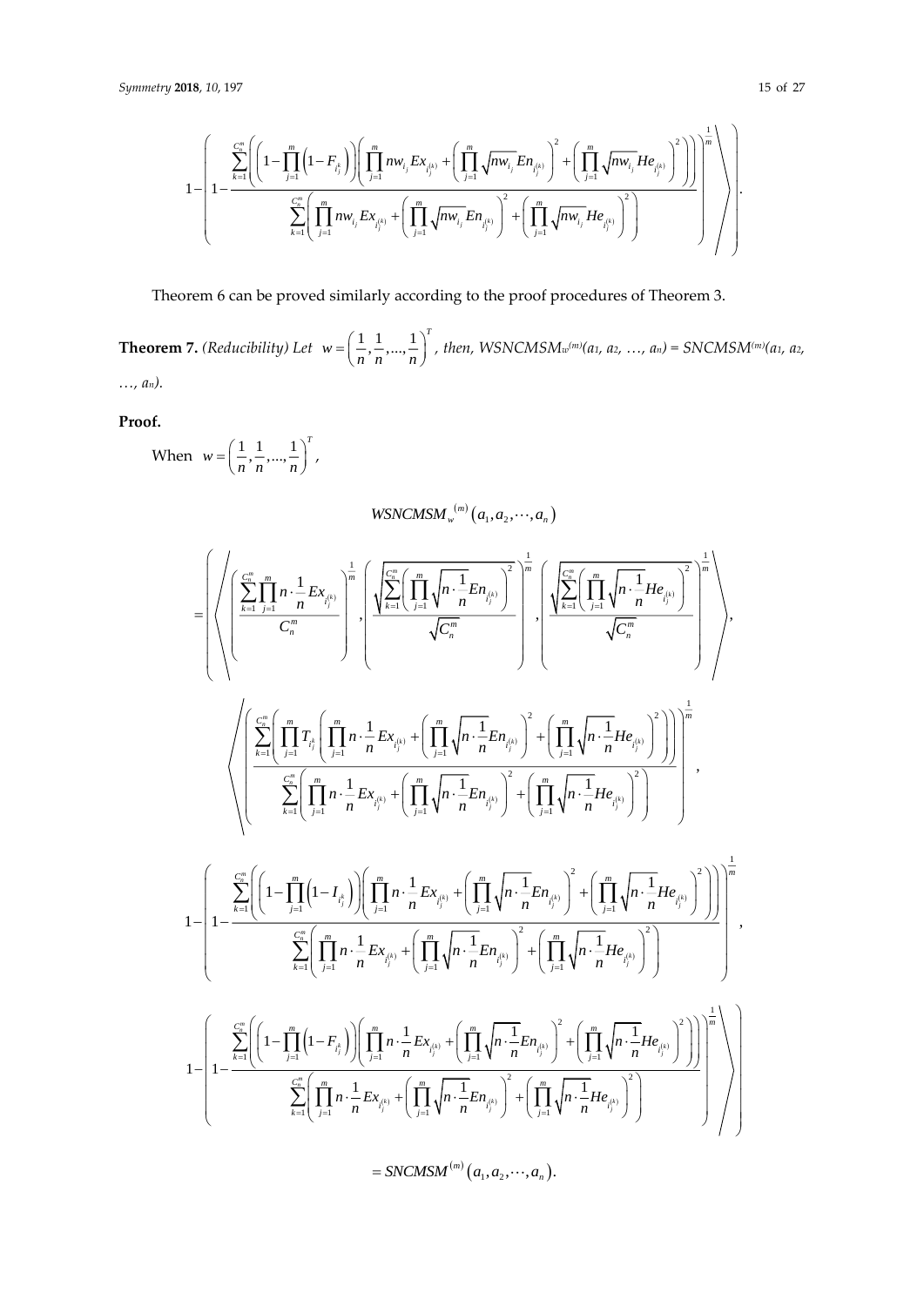$$1-\left(1-\frac{\sum_{k=1}^{C_n^m}\left(\left(1-\prod_{j=1}^{m}\left(1-F_{i_j^k}\right)\right)\left(\prod_{j=1}^{m} nw_{i_j} Ex_{i_j^{(k)}}+\left(\prod_{j=1}^{m}\sqrt{nw_{i_j}} En_{i_j^{(k)}}\right)^2+\left(\prod_{j=1}^{m}\sqrt{nw_{i_j}} He_{i_j^{(k)}}\right)^2\right)\right)}{\sum_{k=1}^{C_n^m}\left(\prod_{j=1}^{m} nw_{i_j} Ex_{i_j^{(k)}}+\left(\prod_{j=1}^{m}\sqrt{nw_{i_j}} En_{i_j^{(k)}}\right)^2+\left(\prod_{j=1}^{m}\sqrt{nw_{i_j}} He_{i_j^{(k)}}\right)^2\right)}\right)^{\frac{1}{m}}\Bigg\rangle\Bigg).$$

Theorem 6 can be proved similarly according to the proof procedures of Theorem 3.

**Theorem 7.** *(Reducibility) Let* $w=\left(\frac{1}{n},\frac{1}{n},\ldots,\frac{1}{n}\right)^T$, *then,* $WSNCMSM_w^{(m)}(a_1, a_2, \ldots, a_n) = SNCMSM^{(m)}(a_1, a_2, \ldots, a_n)$.

**Proof.**

When $w=\left(\frac{1}{n},\frac{1}{n},\ldots,\frac{1}{n}\right)^T$,

$$WSNCMSM_w^{(m)}(a_1,a_2,\cdots,a_n)$$

$$=\left(\left\langle\left(\frac{\sum_{k=1}^{C_n^m}\prod_{j=1}^{m} n\cdot\frac{1}{n} Ex_{i_j^{(k)}}}{C_n^m}\right)^{\frac{1}{m}},\left(\frac{\sqrt{\sum_{k=1}^{C_n^m}\left(\prod_{j=1}^{m}\sqrt{n\cdot\frac{1}{n}} En_{i_j^{(k)}}\right)^2}}{\sqrt{C_n^m}}\right)^{\frac{1}{m}},\left(\frac{\sqrt{\sum_{k=1}^{C_n^m}\left(\prod_{j=1}^{m}\sqrt{n\cdot\frac{1}{n}} He_{i_j^{(k)}}\right)^2}}{\sqrt{C_n^m}}\right)^{\frac{1}{m}}\right\rangle,\right.$$

$$\left\langle\left(\frac{\sum_{k=1}^{C_n^m}\left(\prod_{j=1}^{m} T_{i_j^k}\left(\prod_{j=1}^{m} n\cdot\frac{1}{n} Ex_{i_j^{(k)}}+\left(\prod_{j=1}^{m}\sqrt{n\cdot\frac{1}{n}} En_{i_j^{(k)}}\right)^2+\left(\prod_{j=1}^{m}\sqrt{n\cdot\frac{1}{n}} He_{i_j^{(k)}}\right)^2\right)\right)}{\sum_{k=1}^{C_n^m}\left(\prod_{j=1}^{m} n\cdot\frac{1}{n} Ex_{i_j^{(k)}}+\left(\prod_{j=1}^{m}\sqrt{n\cdot\frac{1}{n}} En_{i_j^{(k)}}\right)^2+\left(\prod_{j=1}^{m}\sqrt{n\cdot\frac{1}{n}} He_{i_j^{(k)}}\right)^2\right)}\right)^{\frac{1}{m}},\right.$$

$$1-\left(1-\frac{\sum_{k=1}^{C_n^m}\left(\left(1-\prod_{j=1}^{m}\left(1-I_{i_j^k}\right)\right)\left(\prod_{j=1}^{m} n\cdot\frac{1}{n} Ex_{i_j^{(k)}}+\left(\prod_{j=1}^{m}\sqrt{n\cdot\frac{1}{n}} En_{i_j^{(k)}}\right)^2+\left(\prod_{j=1}^{m}\sqrt{n\cdot\frac{1}{n}} He_{i_j^{(k)}}\right)^2\right)\right)}{\sum_{k=1}^{C_n^m}\left(\prod_{j=1}^{m} n\cdot\frac{1}{n} Ex_{i_j^{(k)}}+\left(\prod_{j=1}^{m}\sqrt{n\cdot\frac{1}{n}} En_{i_j^{(k)}}\right)^2+\left(\prod_{j=1}^{m}\sqrt{n\cdot\frac{1}{n}} He_{i_j^{(k)}}\right)^2\right)}\right)^{\frac{1}{m}},$$

$$\left.1-\left(1-\frac{\sum_{k=1}^{C_n^m}\left(\left(1-\prod_{j=1}^{m}\left(1-F_{i_j^k}\right)\right)\left(\prod_{j=1}^{m} n\cdot\frac{1}{n} Ex_{i_j^{(k)}}+\left(\prod_{j=1}^{m}\sqrt{n\cdot\frac{1}{n}} En_{i_j^{(k)}}\right)^2+\left(\prod_{j=1}^{m}\sqrt{n\cdot\frac{1}{n}} He_{i_j^{(k)}}\right)^2\right)\right)}{\sum_{k=1}^{C_n^m}\left(\prod_{j=1}^{m} n\cdot\frac{1}{n} Ex_{i_j^{(k)}}+\left(\prod_{j=1}^{m}\sqrt{n\cdot\frac{1}{n}} En_{i_j^{(k)}}\right)^2+\left(\prod_{j=1}^{m}\sqrt{n\cdot\frac{1}{n}} He_{i_j^{(k)}}\right)^2\right)}\right)^{\frac{1}{m}}\right\rangle\Bigg)$$

$$=SNCMSM^{(m)}(a_1,a_2,\cdots,a_n).$$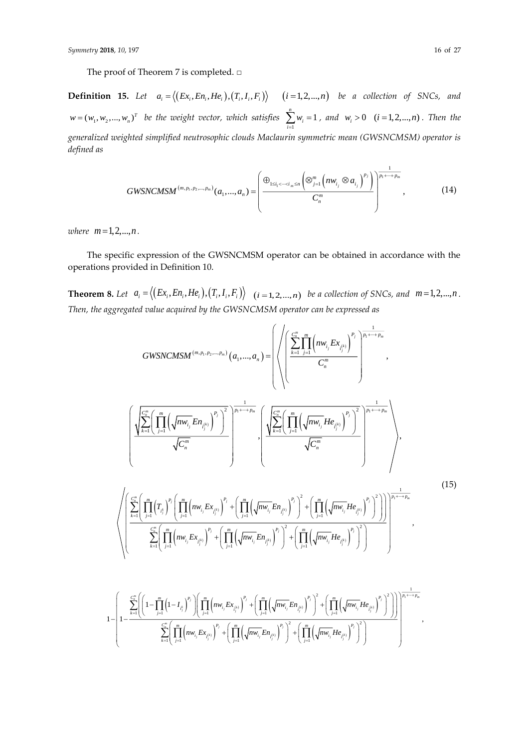The proof of Theorem 7 is completed. □

**Definition 15.** *Let* $a_i = \langle (Ex_i, En_i, He_i), (T_i, I_i, F_i) \rangle$ $(i = 1, 2, \ldots, n)$ *be a collection of SNCs, and* $w = (w_1, w_2, \ldots, w_n)^T$ *be the weight vector, which satisfies* $\sum_{i=1}^{n} w_i = 1$*, and* $w_i > 0$ $(i = 1, 2, \ldots, n)$*. Then the generalized weighted simplified neutrosophic clouds Maclaurin symmetric mean (GWSNCMSM) operator is defined as*

$$GWSNCMSM^{(m, p_1, p_2, \ldots, p_m)}(a_1, \ldots, a_n) = \left( \frac{\oplus_{1 \le i_1 < \cdots < i_m \le n} \left( \otimes_{j=1}^{m} \left( n w_{i_j} \otimes a_{i_j} \right)^{p_j} \right)}{C_n^m} \right)^{\frac{1}{p_1 + \cdots + p_m}}, \tag{14}$$

*where* $m = 1, 2, \ldots, n$.

The specific expression of the GWSNCMSM operator can be obtained in accordance with the operations provided in Definition 10.

**Theorem 8.** *Let* $a_i = \langle (Ex_i, En_i, He_i), (T_i, I_i, F_i) \rangle$ $(i = 1, 2, \ldots, n)$ *be a collection of SNCs, and* $m = 1, 2, \ldots, n$*. Then, the aggregated value acquired by the GWSNCMSM operator can be expressed as*

$$
\begin{aligned}
& GWSNCMSM^{(m, p_1, p_2, \ldots, p_m)}(a_1, \ldots, a_n) = \Bigg\langle \Bigg( \left( \frac{\sum_{k=1}^{C_n^m} \prod_{j=1}^{m} \left( n w_{i_j} Ex_{i_j^{(k)}} \right)^{P_j}}{C_n^m} \right)^{\frac{1}{p_1 + \cdots + p_m}}, \\
& \left( \frac{\sqrt{\sum_{k=1}^{C_n^m} \left( \prod_{j=1}^{m} \left( \sqrt{n w_{i_j}} En_{i_j^{(k)}} \right)^{P_j} \right)^2}}{\sqrt{C_n^m}} \right)^{\frac{1}{p_1 + \cdots + p_m}}, \left( \frac{\sqrt{\sum_{k=1}^{C_n^m} \left( \prod_{j=1}^{m} \left( \sqrt{n w_{i_j}} He_{i_j^{(k)}} \right)^{P_j} \right)^2}}{\sqrt{C_n^m}} \right)^{\frac{1}{p_1 + \cdots + p_m}} \Bigg), \\
& \Bigg( \left( \frac{\sum_{k=1}^{C_n^m} \left( \prod_{j=1}^{m} \left( T_{i_j^k} \right)^{P_j} \left( \prod_{j=1}^{m} \left( n w_{i_j} Ex_{i_j^{(k)}} \right)^{P_j} + \left( \prod_{j=1}^{m} \left( \sqrt{n w_{i_j}} En_{i_j^{(k)}} \right)^{P_j} \right)^2 + \left( \prod_{j=1}^{m} \left( \sqrt{n w_{i_j}} He_{i_j^{(k)}} \right)^{P_j} \right)^2 \right) \right)}{\sum_{k=1}^{C_n^m} \left( \prod_{j=1}^{m} \left( n w_{i_j} Ex_{i_j^{(k)}} \right)^{P_j} + \left( \prod_{j=1}^{m} \left( \sqrt{n w_{i_j}} En_{i_j^{(k)}} \right)^{P_j} \right)^2 + \left( \prod_{j=1}^{m} \left( \sqrt{n w_{i_j}} He_{i_j^{(k)}} \right)^{P_j} \right)^2 \right)} \right)^{\frac{1}{p_1 + \cdots + p_m}}, \\
& 1 - \left( 1 - \frac{\sum_{k=1}^{C_n^m} \left( \left( 1 - \prod_{j=1}^{m} \left( 1 - I_{i_j^k} \right)^{P_j} \right) \left( \prod_{j=1}^{m} \left( n w_{i_j} Ex_{i_j^{(k)}} \right)^{P_j} + \left( \prod_{j=1}^{m} \left( \sqrt{n w_{i_j}} En_{i_j^{(k)}} \right)^{P_j} \right)^2 + \left( \prod_{j=1}^{m} \left( \sqrt{n w_{i_j}} He_{i_j^{(k)}} \right)^{P_j} \right)^2 \right) \right)}{\sum_{k=1}^{C_n^m} \left( \prod_{j=1}^{m} \left( n w_{i_j} Ex_{i_j^{(k)}} \right)^{P_j} + \left( \prod_{j=1}^{m} \left( \sqrt{n w_{i_j}} En_{i_j^{(k)}} \right)^{P_j} \right)^2 + \left( \prod_{j=1}^{m} \left( \sqrt{n w_{i_j}} He_{i_j^{(k)}} \right)^{P_j} \right)^2 \right)} \right)^{\frac{1}{p_1 + \cdots + p_m}},
\end{aligned} \tag{15}
$$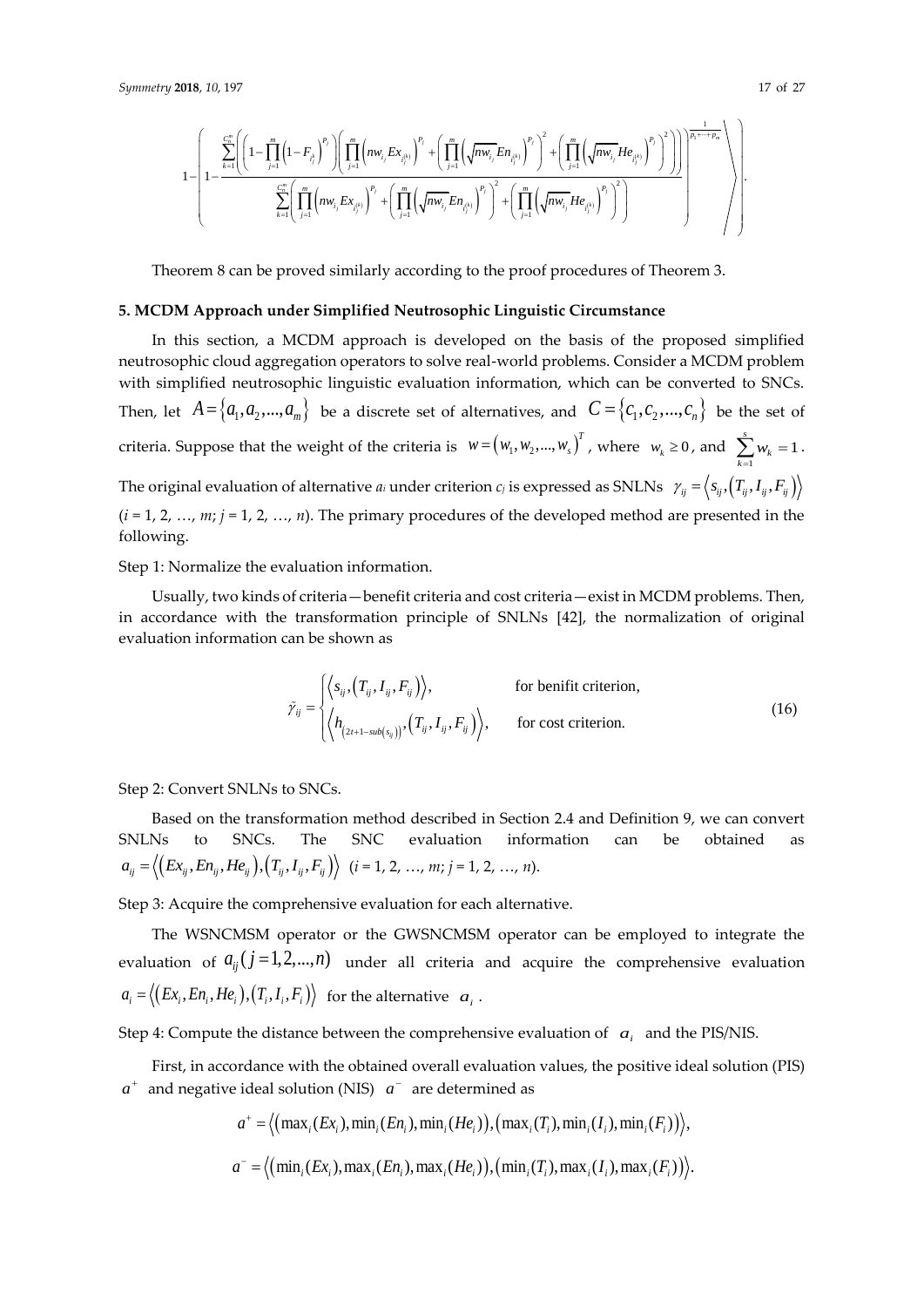$$1-\left(1-\frac{\sum_{k=1}^{C_n^m}\left(\left(1-\prod_{j=1}^{m}\left(1-F_{i_j^k}\right)^{P_j}\right)\left(\prod_{j=1}^{m}\left(nw_{i_j}Ex_{i_j^{(k)}}\right)^{P_j}+\left(\prod_{j=1}^{m}\left(\sqrt{nw_{i_j}}En_{i_j^{(k)}}\right)^{P_j}\right)^2+\left(\prod_{j=1}^{m}\left(\sqrt{nw_{i_j}}He_{i_j^{(k)}}\right)^{P_j}\right)^2\right)\right)}{\sum_{k=1}^{C_n^m}\left(\prod_{j=1}^{m}\left(nw_{i_j}Ex_{i_j^{(k)}}\right)^{P_j}+\left(\prod_{j=1}^{m}\left(\sqrt{nw_{i_j}}En_{i_j^{(k)}}\right)^{P_j}\right)^2+\left(\prod_{j=1}^{m}\left(\sqrt{nw_{i_j}}He_{i_j^{(k)}}\right)^{P_j}\right)^2\right)}\right)^{\frac{1}{p_1+\cdots+p_m}}\Bigg\rangle\Bigg).$$

Theorem 8 can be proved similarly according to the proof procedures of Theorem 3.

## 5. MCDM Approach under Simplified Neutrosophic Linguistic Circumstance

In this section, a MCDM approach is developed on the basis of the proposed simplified neutrosophic cloud aggregation operators to solve real-world problems. Consider a MCDM problem with simplified neutrosophic linguistic evaluation information, which can be converted to SNCs. Then, let $A=\{a_1,a_2,...,a_m\}$ be a discrete set of alternatives, and $C=\{c_1,c_2,...,c_n\}$ be the set of criteria. Suppose that the weight of the criteria is $w=(w_1,w_2,...,w_s)^T$, where $w_k\geq 0$, and $\sum_{k=1}^{s}w_k=1$. The original evaluation of alternative $a_i$ under criterion $c_j$ is expressed as SNLNs $\gamma_{ij}=\langle s_{ij},(T_{ij},I_{ij},F_{ij})\rangle$ ($i$ = 1, 2, …, $m$; $j$ = 1, 2, …, $n$). The primary procedures of the developed method are presented in the following.

Step 1: Normalize the evaluation information.

Usually, two kinds of criteria—benefit criteria and cost criteria—exist in MCDM problems. Then, in accordance with the transformation principle of SNLNs [42], the normalization of original evaluation information can be shown as

$$\tilde{\gamma}_{ij}=\begin{cases}\langle s_{ij},(T_{ij},I_{ij},F_{ij})\rangle, & \text{for benifit criterion,}\\ \langle h_{(2t+1-sub(s_{ij}))},(T_{ij},I_{ij},F_{ij})\rangle, & \text{for cost criterion.}\end{cases} \tag{16}$$

Step 2: Convert SNLNs to SNCs.

Based on the transformation method described in Section 2.4 and Definition 9, we can convert SNLNs to SNCs. The SNC evaluation information can be obtained as $a_{ij}=\langle(Ex_{ij},En_{ij},He_{ij}),(T_{ij},I_{ij},F_{ij})\rangle$ ($i$ = 1, 2, …, $m$; $j$ = 1, 2, …, $n$).

Step 3: Acquire the comprehensive evaluation for each alternative.

The WSNCMSM operator or the GWSNCMSM operator can be employed to integrate the evaluation of $a_{ij}\,(j=1,2,...,n)$ under all criteria and acquire the comprehensive evaluation $a_i=\langle(Ex_i,En_i,He_i),(T_i,I_i,F_i)\rangle$ for the alternative $a_i$.

Step 4: Compute the distance between the comprehensive evaluation of $a_i$ and the PIS/NIS.

First, in accordance with the obtained overall evaluation values, the positive ideal solution (PIS) $a^+$ and negative ideal solution (NIS) $a^-$ are determined as

$$a^+=\langle(\max_i(Ex_i),\min_i(En_i),\min_i(He_i)),(\max_i(T_i),\min_i(I_i),\min_i(F_i))\rangle,$$

$$a^-=\langle(\min_i(Ex_i),\max_i(En_i),\max_i(He_i)),(\min_i(T_i),\max_i(I_i),\max_i(F_i))\rangle.$$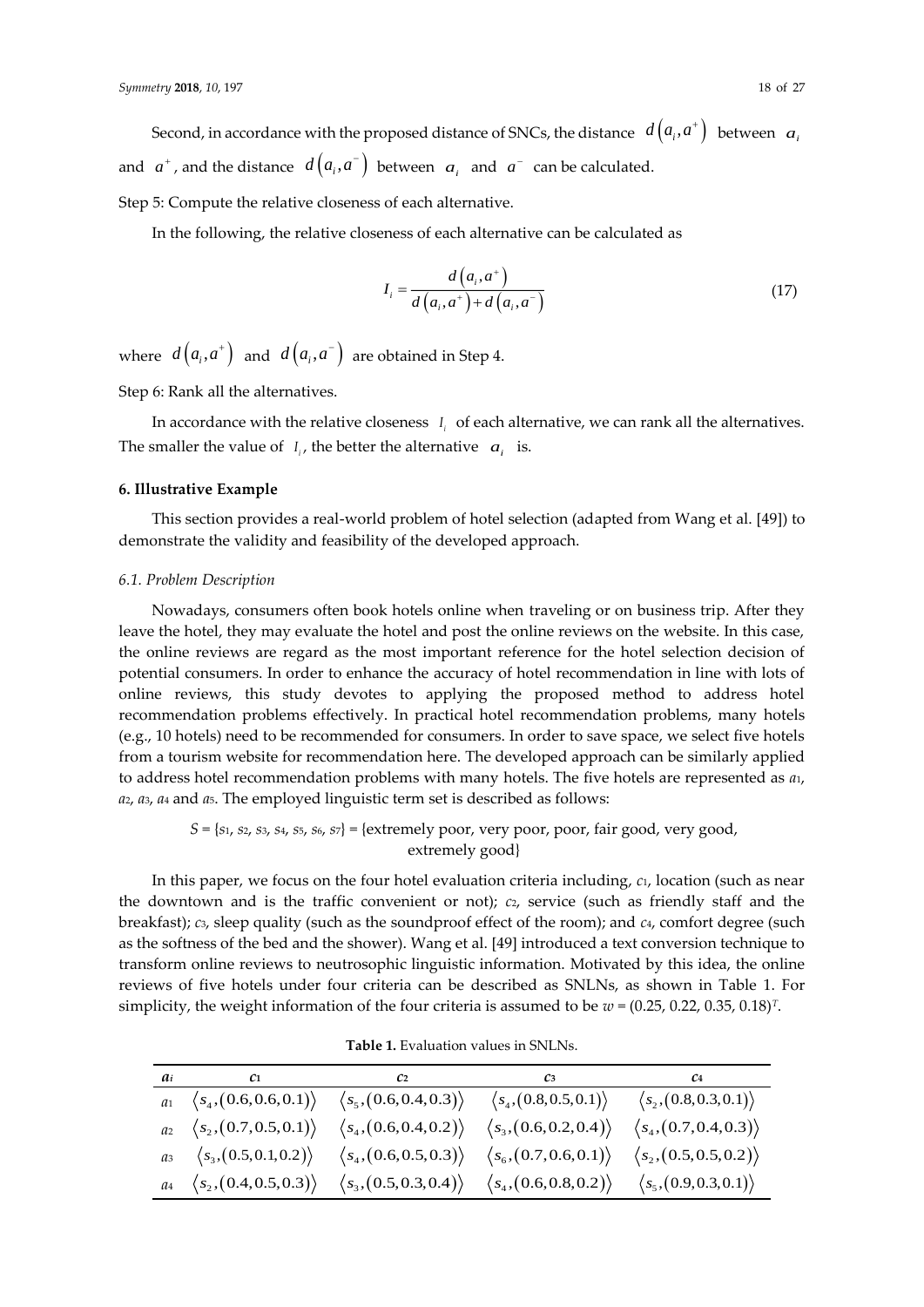Second, in accordance with the proposed distance of SNCs, the distance $d\left(a_i, a^+\right)$ between $a_i$ and $a^+$, and the distance $d\left(a_i, a^-\right)$ between $a_i$ and $a^-$ can be calculated.

Step 5: Compute the relative closeness of each alternative.

In the following, the relative closeness of each alternative can be calculated as

$$I_i = \frac{d\left(a_i, a^+\right)}{d\left(a_i, a^+\right) + d\left(a_i, a^-\right)} \tag{17}$$

where $d\left(a_i, a^+\right)$ and $d\left(a_i, a^-\right)$ are obtained in Step 4.

Step 6: Rank all the alternatives.

In accordance with the relative closeness $I_i$ of each alternative, we can rank all the alternatives. The smaller the value of $I_i$, the better the alternative $a_i$ is.

## 6. Illustrative Example

This section provides a real-world problem of hotel selection (adapted from Wang et al. [49]) to demonstrate the validity and feasibility of the developed approach.

### *6.1. Problem Description*

Nowadays, consumers often book hotels online when traveling or on business trip. After they leave the hotel, they may evaluate the hotel and post the online reviews on the website. In this case, the online reviews are regard as the most important reference for the hotel selection decision of potential consumers. In order to enhance the accuracy of hotel recommendation in line with lots of online reviews, this study devotes to applying the proposed method to address hotel recommendation problems effectively. In practical hotel recommendation problems, many hotels (e.g., 10 hotels) need to be recommended for consumers. In order to save space, we select five hotels from a tourism website for recommendation here. The developed approach can be similarly applied to address hotel recommendation problems with many hotels. The five hotels are represented as $a_1$, $a_2$, $a_3$, $a_4$ and $a_5$. The employed linguistic term set is described as follows:

$S = \{s_1, s_2, s_3, s_4, s_5, s_6, s_7\}$ = {extremely poor, very poor, poor, fair good, very good, extremely good}

In this paper, we focus on the four hotel evaluation criteria including, $c_1$, location (such as near the downtown and is the traffic convenient or not); $c_2$, service (such as friendly staff and the breakfast); $c_3$, sleep quality (such as the soundproof effect of the room); and $c_4$, comfort degree (such as the softness of the bed and the shower). Wang et al. [49] introduced a text conversion technique to transform online reviews to neutrosophic linguistic information. Motivated by this idea, the online reviews of five hotels under four criteria can be described as SNLNs, as shown in Table 1. For simplicity, the weight information of the four criteria is assumed to be $w = (0.25, 0.22, 0.35, 0.18)^T$.

**Table 1.** Evaluation values in SNLNs.

| $a_i$ | $c_1$ | $c_2$ | $c_3$ | $c_4$ |
|---|---|---|---|---|
| $a_1$ | $\langle s_4, (0.6, 0.6, 0.1)\rangle$ | $\langle s_5, (0.6, 0.4, 0.3)\rangle$ | $\langle s_4, (0.8, 0.5, 0.1)\rangle$ | $\langle s_2, (0.8, 0.3, 0.1)\rangle$ |
| $a_2$ | $\langle s_2, (0.7, 0.5, 0.1)\rangle$ | $\langle s_4, (0.6, 0.4, 0.2)\rangle$ | $\langle s_3, (0.6, 0.2, 0.4)\rangle$ | $\langle s_4, (0.7, 0.4, 0.3)\rangle$ |
| $a_3$ | $\langle s_3, (0.5, 0.1, 0.2)\rangle$ | $\langle s_4, (0.6, 0.5, 0.3)\rangle$ | $\langle s_6, (0.7, 0.6, 0.1)\rangle$ | $\langle s_2, (0.5, 0.5, 0.2)\rangle$ |
| $a_4$ | $\langle s_2, (0.4, 0.5, 0.3)\rangle$ | $\langle s_3, (0.5, 0.3, 0.4)\rangle$ | $\langle s_4, (0.6, 0.8, 0.2)\rangle$ | $\langle s_5, (0.9, 0.3, 0.1)\rangle$ |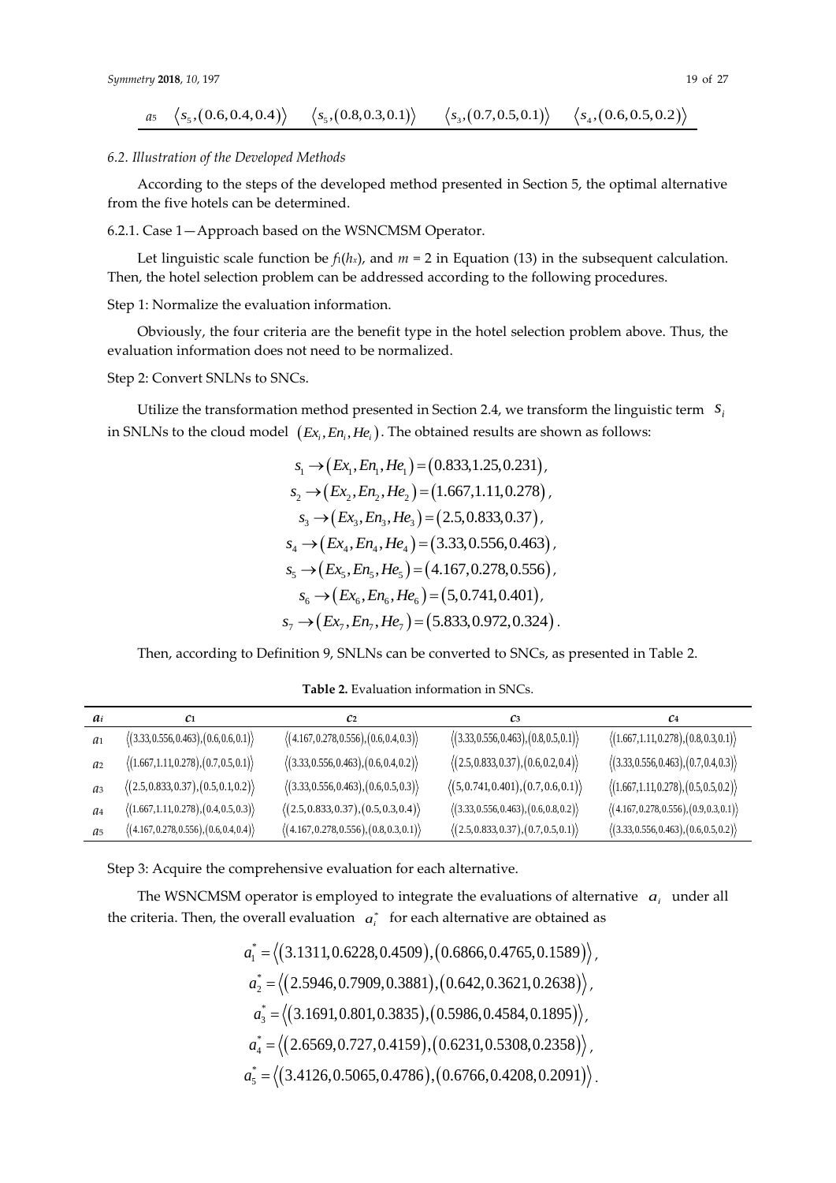| $a_5$ | $\langle s_5,(0.6,0.4,0.4)\rangle$ | $\langle s_5,(0.8,0.3,0.1)\rangle$ | $\langle s_3,(0.7,0.5,0.1)\rangle$ | $\langle s_4,(0.6,0.5,0.2)\rangle$ |
|---|---|---|---|---|

### 6.2. Illustration of the Developed Methods

According to the steps of the developed method presented in Section 5, the optimal alternative from the five hotels can be determined.

6.2.1. Case 1—Approach based on the WSNCMSM Operator.

Let linguistic scale function be $f_1(h_x)$, and $m = 2$ in Equation (13) in the subsequent calculation. Then, the hotel selection problem can be addressed according to the following procedures.

Step 1: Normalize the evaluation information.

Obviously, the four criteria are the benefit type in the hotel selection problem above. Thus, the evaluation information does not need to be normalized.

Step 2: Convert SNLNs to SNCs.

Utilize the transformation method presented in Section 2.4, we transform the linguistic term $s_i$ in SNLNs to the cloud model $(Ex_i, En_i, He_i)$. The obtained results are shown as follows:

$$s_1 \to (Ex_1, En_1, He_1) = (0.833, 1.25, 0.231),$$
$$s_2 \to (Ex_2, En_2, He_2) = (1.667, 1.11, 0.278),$$
$$s_3 \to (Ex_3, En_3, He_3) = (2.5, 0.833, 0.37),$$
$$s_4 \to (Ex_4, En_4, He_4) = (3.33, 0.556, 0.463),$$
$$s_5 \to (Ex_5, En_5, He_5) = (4.167, 0.278, 0.556),$$
$$s_6 \to (Ex_6, En_6, He_6) = (5, 0.741, 0.401),$$
$$s_7 \to (Ex_7, En_7, He_7) = (5.833, 0.972, 0.324).$$

Then, according to Definition 9, SNLNs can be converted to SNCs, as presented in Table 2.

**Table 2.** Evaluation information in SNCs.

| $a_i$ | $c_1$ | $c_2$ | $c_3$ | $c_4$ |
|---|---|---|---|---|
| $a_1$ | $\langle(3.33,0.556,0.463),(0.6,0.6,0.1)\rangle$ | $\langle(4.167,0.278,0.556),(0.6,0.4,0.3)\rangle$ | $\langle(3.33,0.556,0.463),(0.8,0.5,0.1)\rangle$ | $\langle(1.667,1.11,0.278),(0.8,0.3,0.1)\rangle$ |
| $a_2$ | $\langle(1.667,1.11,0.278),(0.7,0.5,0.1)\rangle$ | $\langle(3.33,0.556,0.463),(0.6,0.4,0.2)\rangle$ | $\langle(2.5,0.833,0.37),(0.6,0.2,0.4)\rangle$ | $\langle(3.33,0.556,0.463),(0.7,0.4,0.3)\rangle$ |
| $a_3$ | $\langle(2.5,0.833,0.37),(0.5,0.1,0.2)\rangle$ | $\langle(3.33,0.556,0.463),(0.6,0.5,0.3)\rangle$ | $\langle(5,0.741,0.401),(0.7,0.6,0.1)\rangle$ | $\langle(1.667,1.11,0.278),(0.5,0.5,0.2)\rangle$ |
| $a_4$ | $\langle(1.667,1.11,0.278),(0.4,0.5,0.3)\rangle$ | $\langle(2.5,0.833,0.37),(0.5,0.3,0.4)\rangle$ | $\langle(3.33,0.556,0.463),(0.6,0.8,0.2)\rangle$ | $\langle(4.167,0.278,0.556),(0.9,0.3,0.1)\rangle$ |
| $a_5$ | $\langle(4.167,0.278,0.556),(0.6,0.4,0.4)\rangle$ | $\langle(4.167,0.278,0.556),(0.8,0.3,0.1)\rangle$ | $\langle(2.5,0.833,0.37),(0.7,0.5,0.1)\rangle$ | $\langle(3.33,0.556,0.463),(0.6,0.5,0.2)\rangle$ |

Step 3: Acquire the comprehensive evaluation for each alternative.

The WSNCMSM operator is employed to integrate the evaluations of alternative $a_i$ under all the criteria. Then, the overall evaluation $a_i^*$ for each alternative are obtained as

$$a_1^* = \langle(3.1311, 0.6228, 0.4509), (0.6866, 0.4765, 0.1589)\rangle,$$
$$a_2^* = \langle(2.5946, 0.7909, 0.3881), (0.642, 0.3621, 0.2638)\rangle,$$
$$a_3^* = \langle(3.1691, 0.801, 0.3835), (0.5986, 0.4584, 0.1895)\rangle,$$
$$a_4^* = \langle(2.6569, 0.727, 0.4159), (0.6231, 0.5308, 0.2358)\rangle,$$
$$a_5^* = \langle(3.4126, 0.5065, 0.4786), (0.6766, 0.4208, 0.2091)\rangle.$$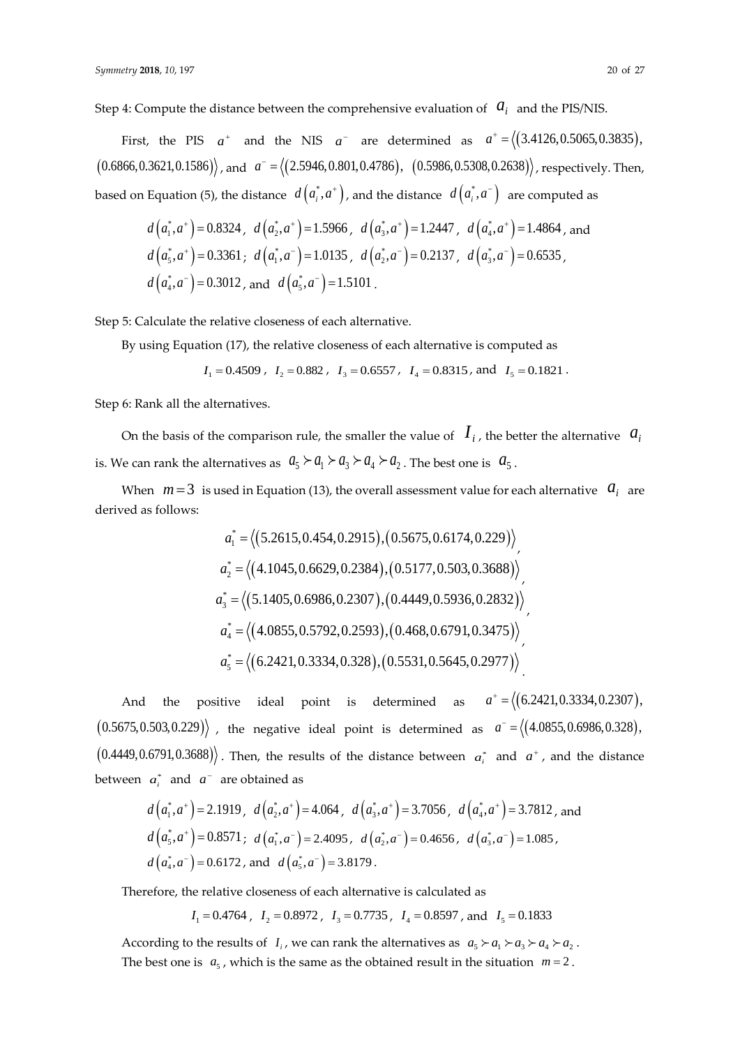Step 4: Compute the distance between the comprehensive evaluation of $a_i$ and the PIS/NIS.

First, the PIS $a^+$ and the NIS $a^-$ are determined as $a^+ = \langle (3.4126, 0.5065, 0.3835), (0.6866, 0.3621, 0.1586) \rangle$, and $a^- = \langle (2.5946, 0.801, 0.4786), (0.5986, 0.5308, 0.2638) \rangle$, respectively. Then, based on Equation (5), the distance $d(a_i^*, a^+)$, and the distance $d(a_i^*, a^-)$ are computed as

$$d(a_1^*, a^+) = 0.8324,\ d(a_2^*, a^+) = 1.5966,\ d(a_3^*, a^+) = 1.2447,\ d(a_4^*, a^+) = 1.4864, \text{ and}$$
$$d(a_5^*, a^+) = 0.3361;\ d(a_1^*, a^-) = 1.0135,\ d(a_2^*, a^-) = 0.2137,\ d(a_3^*, a^-) = 0.6535,$$
$$d(a_4^*, a^-) = 0.3012, \text{ and } d(a_5^*, a^-) = 1.5101.$$

Step 5: Calculate the relative closeness of each alternative.

By using Equation (17), the relative closeness of each alternative is computed as

$$I_1 = 0.4509,\ I_2 = 0.882,\ I_3 = 0.6557,\ I_4 = 0.8315, \text{ and } I_5 = 0.1821.$$

Step 6: Rank all the alternatives.

On the basis of the comparison rule, the smaller the value of $I_i$, the better the alternative $a_i$ is. We can rank the alternatives as $a_5 \succ a_1 \succ a_3 \succ a_4 \succ a_2$. The best one is $a_5$.

When $m = 3$ is used in Equation (13), the overall assessment value for each alternative $a_i$ are derived as follows:

$$a_1^* = \langle (5.2615, 0.454, 0.2915), (0.5675, 0.6174, 0.229) \rangle,$$
$$a_2^* = \langle (4.1045, 0.6629, 0.2384), (0.5177, 0.503, 0.3688) \rangle,$$
$$a_3^* = \langle (5.1405, 0.6986, 0.2307), (0.4449, 0.5936, 0.2832) \rangle,$$
$$a_4^* = \langle (4.0855, 0.5792, 0.2593), (0.468, 0.6791, 0.3475) \rangle,$$
$$a_5^* = \langle (6.2421, 0.3334, 0.328), (0.5531, 0.5645, 0.2977) \rangle.$$

And the positive ideal point is determined as $a^+ = \langle (6.2421, 0.3334, 0.2307), (0.5675, 0.503, 0.229) \rangle$, the negative ideal point is determined as $a^- = \langle (4.0855, 0.6986, 0.328), (0.4449, 0.6791, 0.3688) \rangle$. Then, the results of the distance between $a_i^*$ and $a^+$, and the distance between $a_i^*$ and $a^-$ are obtained as

$$d(a_1^*, a^+) = 2.1919,\ d(a_2^*, a^+) = 4.064,\ d(a_3^*, a^+) = 3.7056,\ d(a_4^*, a^+) = 3.7812, \text{ and}$$
$$d(a_5^*, a^+) = 0.8571;\ d(a_1^*, a^-) = 2.4095,\ d(a_2^*, a^-) = 0.4656,\ d(a_3^*, a^-) = 1.085,$$
$$d(a_4^*, a^-) = 0.6172, \text{ and } d(a_5^*, a^-) = 3.8179.$$

Therefore, the relative closeness of each alternative is calculated as

$$I_1 = 0.4764,\ I_2 = 0.8972,\ I_3 = 0.7735,\ I_4 = 0.8597, \text{ and } I_5 = 0.1833$$

According to the results of $I_i$, we can rank the alternatives as $a_5 \succ a_1 \succ a_3 \succ a_4 \succ a_2$. The best one is $a_5$, which is the same as the obtained result in the situation $m = 2$.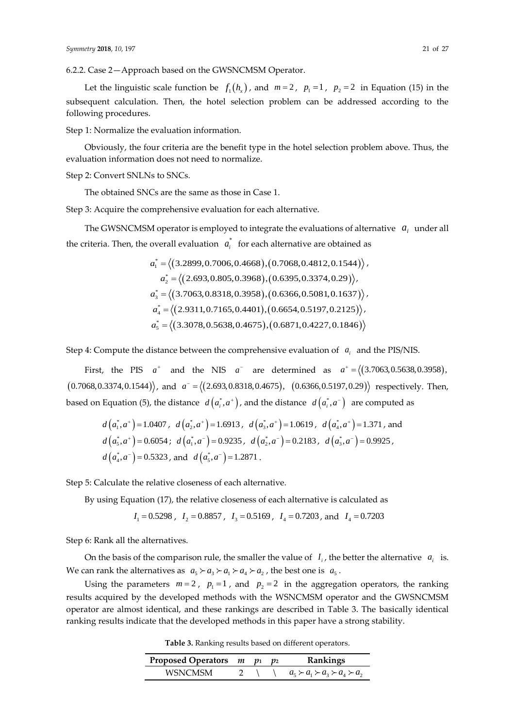#### 6.2.2. Case 2—Approach based on the GWSNCMSM Operator.

Let the linguistic scale function be $f_1(h_x)$, and $m=2$, $p_1=1$, $p_2=2$ in Equation (15) in the subsequent calculation. Then, the hotel selection problem can be addressed according to the following procedures.

Step 1: Normalize the evaluation information.

Obviously, the four criteria are the benefit type in the hotel selection problem above. Thus, the evaluation information does not need to normalize.

Step 2: Convert SNLNs to SNCs.

The obtained SNCs are the same as those in Case 1.

Step 3: Acquire the comprehensive evaluation for each alternative.

The GWSNCMSM operator is employed to integrate the evaluations of alternative $a_i$ under all the criteria. Then, the overall evaluation $a_i^*$ for each alternative are obtained as

$$a_1^* = \langle (3.2899, 0.7006, 0.4668), (0.7068, 0.4812, 0.1544) \rangle,$$
$$a_2^* = \langle (2.693, 0.805, 0.3968), (0.6395, 0.3374, 0.29) \rangle,$$
$$a_3^* = \langle (3.7063, 0.8318, 0.3958), (0.6366, 0.5081, 0.1637) \rangle,$$
$$a_4^* = \langle (2.9311, 0.7165, 0.4401), (0.6654, 0.5197, 0.2125) \rangle,$$
$$a_5^* = \langle (3.3078, 0.5638, 0.4675), (0.6871, 0.4227, 0.1846) \rangle$$

Step 4: Compute the distance between the comprehensive evaluation of $a_i$ and the PIS/NIS.

First, the PIS $a^+$ and the NIS $a^-$ are determined as $a^+ = \langle (3.7063, 0.5638, 0.3958), (0.7068, 0.3374, 0.1544) \rangle$, and $a^- = \langle (2.693, 0.8318, 0.4675), (0.6366, 0.5197, 0.29) \rangle$ respectively. Then, based on Equation (5), the distance $d(a_i^*, a^+)$, and the distance $d(a_i^*, a^-)$ are computed as

$d(a_1^*, a^+) = 1.0407$, $d(a_2^*, a^+) = 1.6913$, $d(a_3^*, a^+) = 1.0619$, $d(a_4^*, a^+) = 1.371$, and $d(a_5^*, a^+) = 0.6054$; $d(a_1^*, a^-) = 0.9235$, $d(a_2^*, a^-) = 0.2183$, $d(a_3^*, a^-) = 0.9925$, $d(a_4^*, a^-) = 0.5323$, and $d(a_5^*, a^-) = 1.2871$.

Step 5: Calculate the relative closeness of each alternative.

By using Equation (17), the relative closeness of each alternative is calculated as

$$I_1 = 0.5298, \ I_2 = 0.8857, \ I_3 = 0.5169, \ I_4 = 0.7203, \text{ and } I_4 = 0.7203$$

Step 6: Rank all the alternatives.

On the basis of the comparison rule, the smaller the value of $I_i$, the better the alternative $a_i$ is. We can rank the alternatives as $a_5 \succ a_3 \succ a_1 \succ a_4 \succ a_2$, the best one is $a_5$.

Using the parameters $m=2$, $p_1=1$, and $p_2=2$ in the aggregation operators, the ranking results acquired by the developed methods with the WSNCMSM operator and the GWSNCMSM operator are almost identical, and these rankings are described in Table 3. The basically identical ranking results indicate that the developed methods in this paper have a strong stability.

**Table 3.** Ranking results based on different operators.

| Proposed Operators | $m$ | $p_1$ | $p_2$ | Rankings |
| --- | --- | --- | --- | --- |
| WSNCMSM | 2 | \ | \ | $a_5 \succ a_1 \succ a_3 \succ a_4 \succ a_2$ |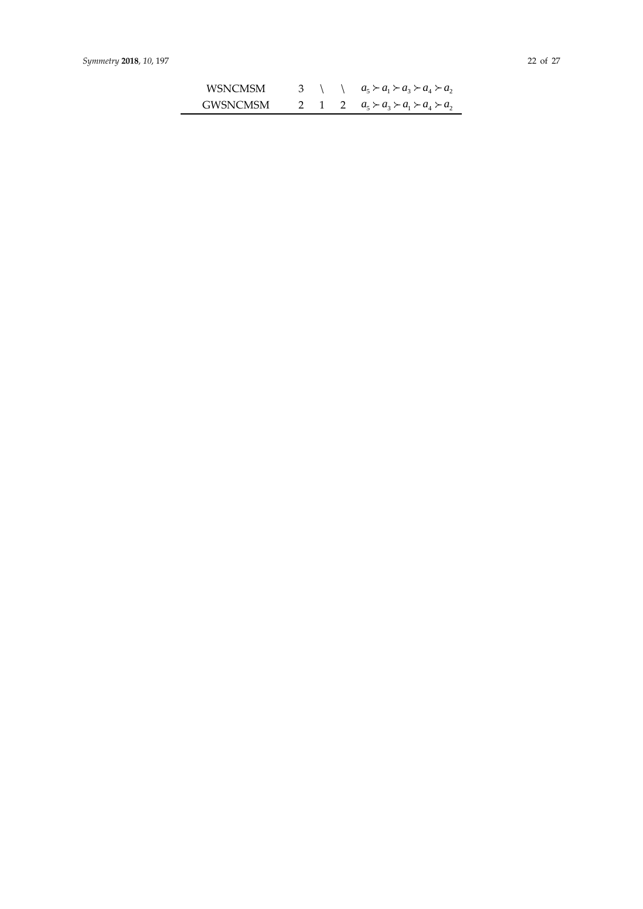| | | | | |
|---|---|---|---|---|
| WSNCMSM | 3 | \ | \ | $a_5 \succ a_1 \succ a_3 \succ a_4 \succ a_2$ |
| GWSNCMSM | 2 | 1 | 2 | $a_5 \succ a_3 \succ a_1 \succ a_4 \succ a_2$ |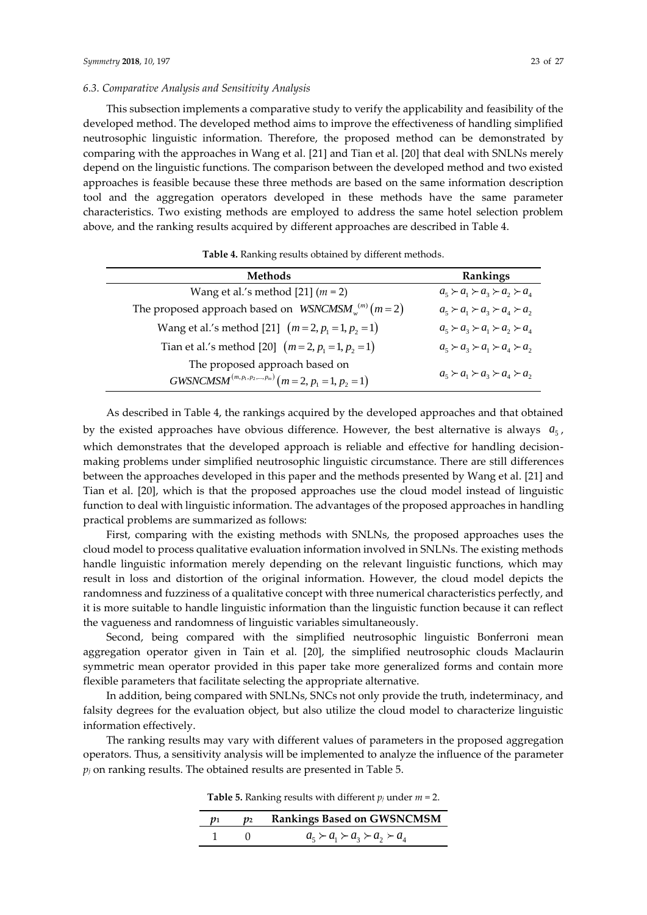### 6.3. Comparative Analysis and Sensitivity Analysis

This subsection implements a comparative study to verify the applicability and feasibility of the developed method. The developed method aims to improve the effectiveness of handling simplified neutrosophic linguistic information. Therefore, the proposed method can be demonstrated by comparing with the approaches in Wang et al. [21] and Tian et al. [20] that deal with SNLNs merely depend on the linguistic functions. The comparison between the developed method and two existed approaches is feasible because these three methods are based on the same information description tool and the aggregation operators developed in these methods have the same parameter characteristics. Two existing methods are employed to address the same hotel selection problem above, and the ranking results acquired by different approaches are described in Table 4.

**Table 4.** Ranking results obtained by different methods.

| Methods | Rankings |
|---|---|
| Wang et al.'s method [21] ($m = 2$) | $a_5 \succ a_1 \succ a_3 \succ a_2 \succ a_4$ |
| The proposed approach based on $WSNCMSM_w^{(m)}(m=2)$ | $a_5 \succ a_1 \succ a_3 \succ a_4 \succ a_2$ |
| Wang et al.'s method [21] $(m=2, p_1=1, p_2=1)$ | $a_5 \succ a_3 \succ a_1 \succ a_2 \succ a_4$ |
| Tian et al.'s method [20] $(m=2, p_1=1, p_2=1)$ | $a_5 \succ a_3 \succ a_1 \succ a_4 \succ a_2$ |
| The proposed approach based on $GWSNCMSM^{(m,p_1,p_2,\ldots,p_m)}(m=2, p_1=1, p_2=1)$ | $a_5 \succ a_1 \succ a_3 \succ a_4 \succ a_2$ |

As described in Table 4, the rankings acquired by the developed approaches and that obtained by the existed approaches have obvious difference. However, the best alternative is always $a_5$, which demonstrates that the developed approach is reliable and effective for handling decision-making problems under simplified neutrosophic linguistic circumstance. There are still differences between the approaches developed in this paper and the methods presented by Wang et al. [21] and Tian et al. [20], which is that the proposed approaches use the cloud model instead of linguistic function to deal with linguistic information. The advantages of the proposed approaches in handling practical problems are summarized as follows:

First, comparing with the existing methods with SNLNs, the proposed approaches uses the cloud model to process qualitative evaluation information involved in SNLNs. The existing methods handle linguistic information merely depending on the relevant linguistic functions, which may result in loss and distortion of the original information. However, the cloud model depicts the randomness and fuzziness of a qualitative concept with three numerical characteristics perfectly, and it is more suitable to handle linguistic information than the linguistic function because it can reflect the vagueness and randomness of linguistic variables simultaneously.

Second, being compared with the simplified neutrosophic linguistic Bonferroni mean aggregation operator given in Tain et al. [20], the simplified neutrosophic clouds Maclaurin symmetric mean operator provided in this paper take more generalized forms and contain more flexible parameters that facilitate selecting the appropriate alternative.

In addition, being compared with SNLNs, SNCs not only provide the truth, indeterminacy, and falsity degrees for the evaluation object, but also utilize the cloud model to characterize linguistic information effectively.

The ranking results may vary with different values of parameters in the proposed aggregation operators. Thus, a sensitivity analysis will be implemented to analyze the influence of the parameter $p_j$ on ranking results. The obtained results are presented in Table 5.

**Table 5.** Ranking results with different $p_j$ under $m = 2$.

| $p_1$ | $p_2$ | Rankings Based on GWSNCMSM |
|---|---|---|
| 1 | 0 | $a_5 \succ a_1 \succ a_3 \succ a_2 \succ a_4$ |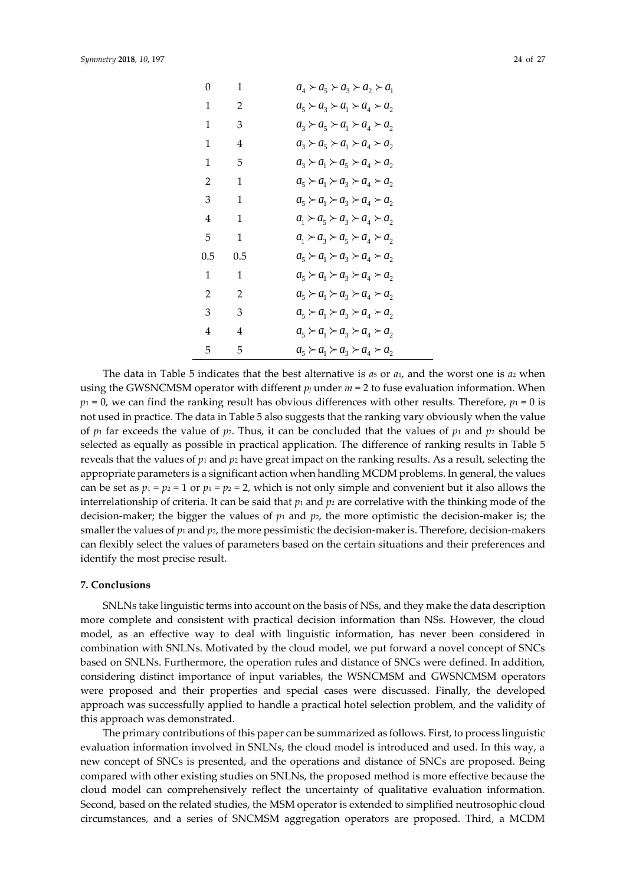| | | |
|---|---|---|
| 0 | 1 | $a_4 \succ a_5 \succ a_3 \succ a_2 \succ a_1$ |
| 1 | 2 | $a_5 \succ a_3 \succ a_1 \succ a_4 \succ a_2$ |
| 1 | 3 | $a_3 \succ a_5 \succ a_1 \succ a_4 \succ a_2$ |
| 1 | 4 | $a_3 \succ a_5 \succ a_1 \succ a_4 \succ a_2$ |
| 1 | 5 | $a_3 \succ a_1 \succ a_5 \succ a_4 \succ a_2$ |
| 2 | 1 | $a_5 \succ a_1 \succ a_3 \succ a_4 \succ a_2$ |
| 3 | 1 | $a_5 \succ a_1 \succ a_3 \succ a_4 \succ a_2$ |
| 4 | 1 | $a_1 \succ a_5 \succ a_3 \succ a_4 \succ a_2$ |
| 5 | 1 | $a_1 \succ a_3 \succ a_5 \succ a_4 \succ a_2$ |
| 0.5 | 0.5 | $a_5 \succ a_1 \succ a_3 \succ a_4 \succ a_2$ |
| 1 | 1 | $a_5 \succ a_1 \succ a_3 \succ a_4 \succ a_2$ |
| 2 | 2 | $a_5 \succ a_1 \succ a_3 \succ a_4 \succ a_2$ |
| 3 | 3 | $a_5 \succ a_1 \succ a_3 \succ a_4 \succ a_2$ |
| 4 | 4 | $a_5 \succ a_1 \succ a_3 \succ a_4 \succ a_2$ |
| 5 | 5 | $a_5 \succ a_1 \succ a_3 \succ a_4 \succ a_2$ |

The data in Table 5 indicates that the best alternative is $a_5$ or $a_1$, and the worst one is $a_2$ when using the GWSNCMSM operator with different $p_j$ under $m = 2$ to fuse evaluation information. When $p_1 = 0$, we can find the ranking result has obvious differences with other results. Therefore, $p_1 = 0$ is not used in practice. The data in Table 5 also suggests that the ranking vary obviously when the value of $p_1$ far exceeds the value of $p_2$. Thus, it can be concluded that the values of $p_1$ and $p_2$ should be selected as equally as possible in practical application. The difference of ranking results in Table 5 reveals that the values of $p_1$ and $p_2$ have great impact on the ranking results. As a result, selecting the appropriate parameters is a significant action when handling MCDM problems. In general, the values can be set as $p_1 = p_2 = 1$ or $p_1 = p_2 = 2$, which is not only simple and convenient but it also allows the interrelationship of criteria. It can be said that $p_1$ and $p_2$ are correlative with the thinking mode of the decision-maker; the bigger the values of $p_1$ and $p_2$, the more optimistic the decision-maker is; the smaller the values of $p_1$ and $p_2$, the more pessimistic the decision-maker is. Therefore, decision-makers can flexibly select the values of parameters based on the certain situations and their preferences and identify the most precise result.

## 7. Conclusions

SNLNs take linguistic terms into account on the basis of NSs, and they make the data description more complete and consistent with practical decision information than NSs. However, the cloud model, as an effective way to deal with linguistic information, has never been considered in combination with SNLNs. Motivated by the cloud model, we put forward a novel concept of SNCs based on SNLNs. Furthermore, the operation rules and distance of SNCs were defined. In addition, considering distinct importance of input variables, the WSNCMSM and GWSNCMSM operators were proposed and their properties and special cases were discussed. Finally, the developed approach was successfully applied to handle a practical hotel selection problem, and the validity of this approach was demonstrated.

The primary contributions of this paper can be summarized as follows. First, to process linguistic evaluation information involved in SNLNs, the cloud model is introduced and used. In this way, a new concept of SNCs is presented, and the operations and distance of SNCs are proposed. Being compared with other existing studies on SNLNs, the proposed method is more effective because the cloud model can comprehensively reflect the uncertainty of qualitative evaluation information. Second, based on the related studies, the MSM operator is extended to simplified neutrosophic cloud circumstances, and a series of SNCMSM aggregation operators are proposed. Third, a MCDM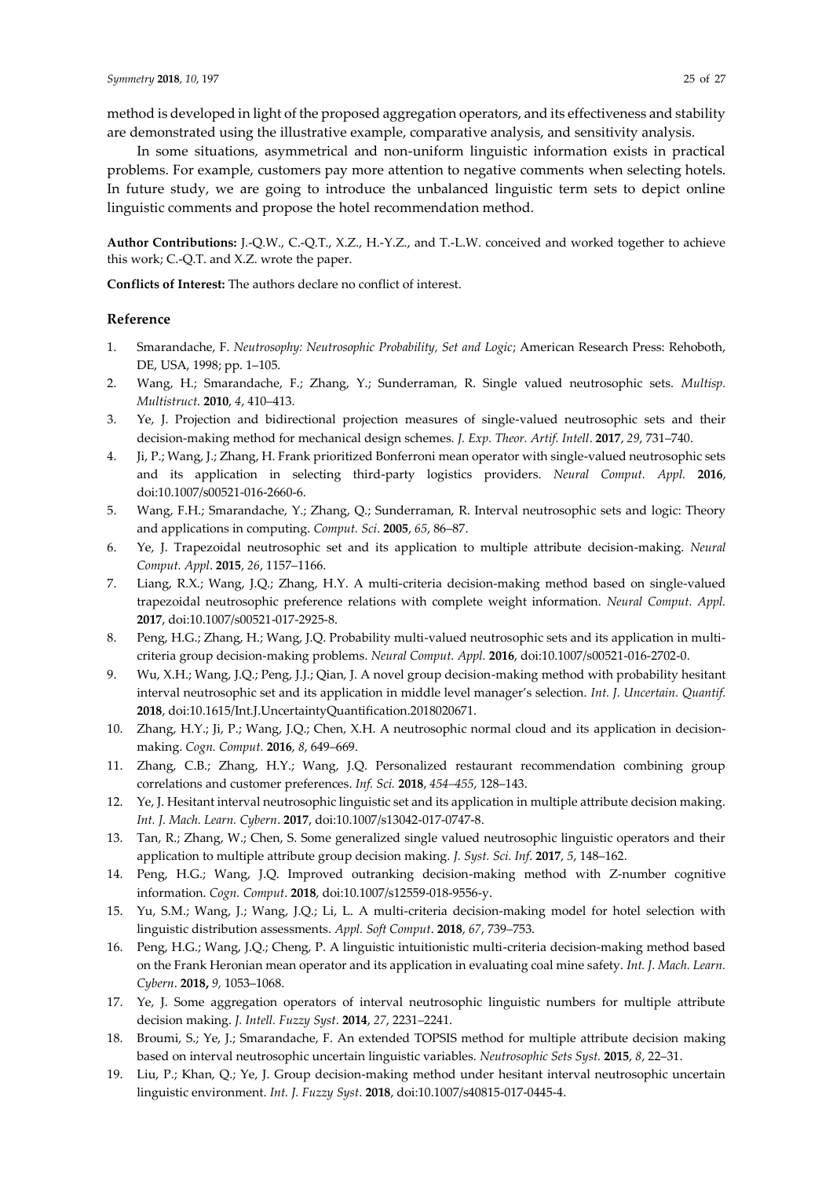method is developed in light of the proposed aggregation operators, and its effectiveness and stability are demonstrated using the illustrative example, comparative analysis, and sensitivity analysis.

In some situations, asymmetrical and non-uniform linguistic information exists in practical problems. For example, customers pay more attention to negative comments when selecting hotels. In future study, we are going to introduce the unbalanced linguistic term sets to depict online linguistic comments and propose the hotel recommendation method.

**Author Contributions:** J.-Q.W., C.-Q.T., X.Z., H.-Y.Z., and T.-L.W. conceived and worked together to achieve this work; C.-Q.T. and X.Z. wrote the paper.

**Conflicts of Interest:** The authors declare no conflict of interest.

## Reference

1. Smarandache, F. *Neutrosophy: Neutrosophic Probability, Set and Logic*; American Research Press: Rehoboth, DE, USA, 1998; pp. 1–105.
2. Wang, H.; Smarandache, F.; Zhang, Y.; Sunderraman, R. Single valued neutrosophic sets. *Multisp. Multistruct.* **2010**, *4*, 410–413.
3. Ye, J. Projection and bidirectional projection measures of single-valued neutrosophic sets and their decision-making method for mechanical design schemes. *J. Exp. Theor. Artif. Intell.* **2017**, *29*, 731–740.
4. Ji, P.; Wang, J.; Zhang, H. Frank prioritized Bonferroni mean operator with single-valued neutrosophic sets and its application in selecting third-party logistics providers. *Neural Comput. Appl.* **2016**, doi:10.1007/s00521-016-2660-6.
5. Wang, F.H.; Smarandache, Y.; Zhang, Q.; Sunderraman, R. Interval neutrosophic sets and logic: Theory and applications in computing. *Comput. Sci*. **2005**, *65*, 86–87.
6. Ye, J. Trapezoidal neutrosophic set and its application to multiple attribute decision-making. *Neural Comput. Appl*. **2015**, *26*, 1157–1166.
7. Liang, R.X.; Wang, J.Q.; Zhang, H.Y. A multi-criteria decision-making method based on single-valued trapezoidal neutrosophic preference relations with complete weight information. *Neural Comput. Appl.* **2017**, doi:10.1007/s00521-017-2925-8.
8. Peng, H.G.; Zhang, H.; Wang, J.Q. Probability multi-valued neutrosophic sets and its application in multi-criteria group decision-making problems. *Neural Comput. Appl.* **2016**, doi:10.1007/s00521-016-2702-0.
9. Wu, X.H.; Wang, J.Q.; Peng, J.J.; Qian, J. A novel group decision-making method with probability hesitant interval neutrosophic set and its application in middle level manager's selection. *Int. J. Uncertain. Quantif.* **2018**, doi:10.1615/Int.J.UncertaintyQuantification.2018020671.
10. Zhang, H.Y.; Ji, P.; Wang, J.Q.; Chen, X.H. A neutrosophic normal cloud and its application in decision-making. *Cogn. Comput.* **2016**, *8*, 649–669.
11. Zhang, C.B.; Zhang, H.Y.; Wang, J.Q. Personalized restaurant recommendation combining group correlations and customer preferences. *Inf. Sci.* **2018**, *454–455*, 128–143.
12. Ye, J. Hesitant interval neutrosophic linguistic set and its application in multiple attribute decision making. *Int. J. Mach. Learn. Cybern*. **2017**, doi:10.1007/s13042-017-0747-8.
13. Tan, R.; Zhang, W.; Chen, S. Some generalized single valued neutrosophic linguistic operators and their application to multiple attribute group decision making. *J. Syst. Sci. Inf*. **2017**, *5*, 148–162.
14. Peng, H.G.; Wang, J.Q. Improved outranking decision-making method with Z-number cognitive information. *Cogn. Comput*. **2018**, doi:10.1007/s12559-018-9556-y.
15. Yu, S.M.; Wang, J.; Wang, J.Q.; Li, L. A multi-criteria decision-making model for hotel selection with linguistic distribution assessments. *Appl. Soft Comput*. **2018**, *67*, 739–753.
16. Peng, H.G.; Wang, J.Q.; Cheng, P. A linguistic intuitionistic multi-criteria decision-making method based on the Frank Heronian mean operator and its application in evaluating coal mine safety. *Int. J. Mach. Learn. Cybern*. **2018,** *9,* 1053–1068.
17. Ye, J. Some aggregation operators of interval neutrosophic linguistic numbers for multiple attribute decision making. *J. Intell. Fuzzy Syst*. **2014**, *27*, 2231–2241.
18. Broumi, S.; Ye, J.; Smarandache, F. An extended TOPSIS method for multiple attribute decision making based on interval neutrosophic uncertain linguistic variables. *Neutrosophic Sets Syst.* **2015**, *8*, 22–31.
19. Liu, P.; Khan, Q.; Ye, J. Group decision-making method under hesitant interval neutrosophic uncertain linguistic environment. *Int. J. Fuzzy Syst*. **2018**, doi:10.1007/s40815-017-0445-4.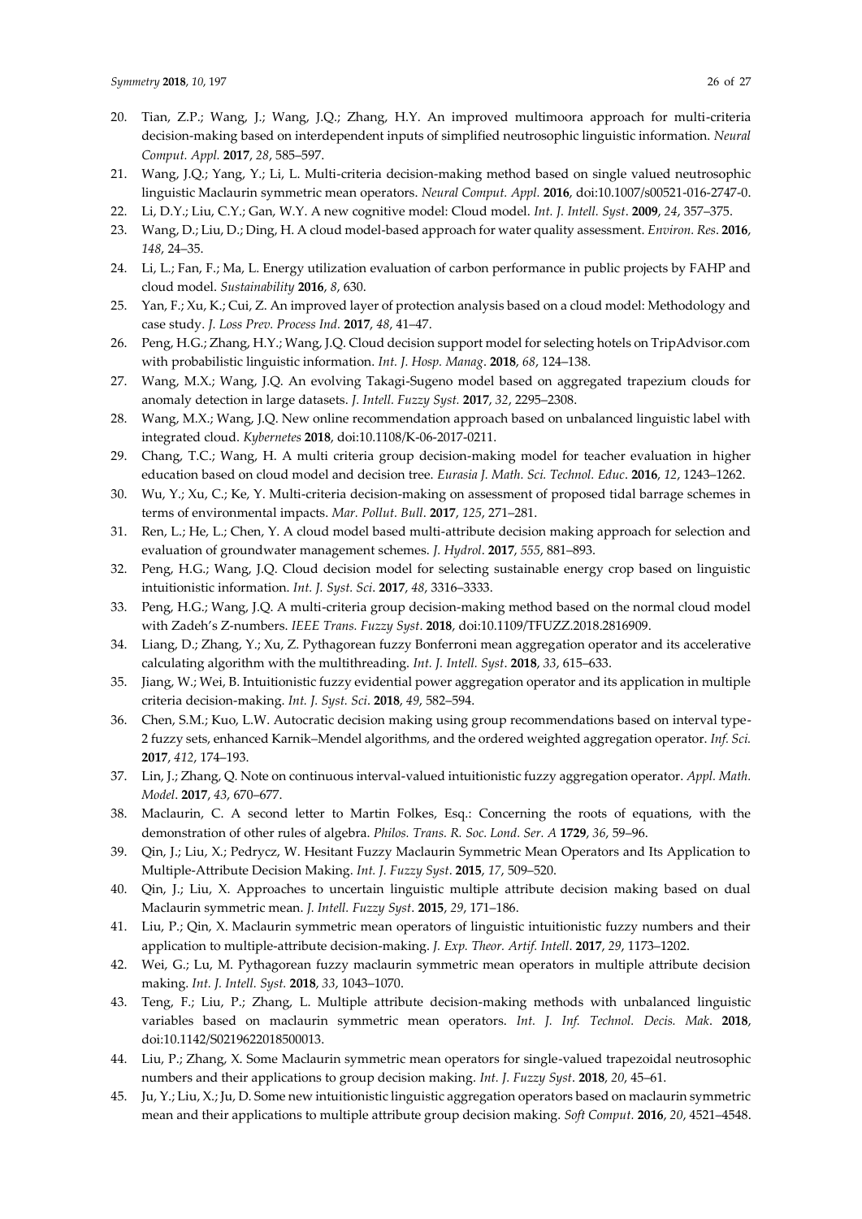20. Tian, Z.P.; Wang, J.; Wang, J.Q.; Zhang, H.Y. An improved multimoora approach for multi-criteria decision-making based on interdependent inputs of simplified neutrosophic linguistic information. *Neural Comput. Appl.* **2017**, *28*, 585–597.
21. Wang, J.Q.; Yang, Y.; Li, L. Multi-criteria decision-making method based on single valued neutrosophic linguistic Maclaurin symmetric mean operators. *Neural Comput. Appl.* **2016**, doi:10.1007/s00521-016-2747-0.
22. Li, D.Y.; Liu, C.Y.; Gan, W.Y. A new cognitive model: Cloud model. *Int. J. Intell. Syst*. **2009**, *24*, 357–375.
23. Wang, D.; Liu, D.; Ding, H. A cloud model-based approach for water quality assessment. *Environ. Res*. **2016**, *148*, 24–35.
24. Li, L.; Fan, F.; Ma, L. Energy utilization evaluation of carbon performance in public projects by FAHP and cloud model. *Sustainability* **2016**, *8*, 630.
25. Yan, F.; Xu, K.; Cui, Z. An improved layer of protection analysis based on a cloud model: Methodology and case study. *J. Loss Prev. Process Ind*. **2017**, *48*, 41–47.
26. Peng, H.G.; Zhang, H.Y.; Wang, J.Q. Cloud decision support model for selecting hotels on TripAdvisor.com with probabilistic linguistic information. *Int. J. Hosp. Manag*. **2018**, *68*, 124–138.
27. Wang, M.X.; Wang, J.Q. An evolving Takagi-Sugeno model based on aggregated trapezium clouds for anomaly detection in large datasets. *J. Intell. Fuzzy Syst.* **2017**, *32*, 2295–2308.
28. Wang, M.X.; Wang, J.Q. New online recommendation approach based on unbalanced linguistic label with integrated cloud. *Kybernetes* **2018**, doi:10.1108/K-06-2017-0211.
29. Chang, T.C.; Wang, H. A multi criteria group decision-making model for teacher evaluation in higher education based on cloud model and decision tree. *Eurasia J. Math. Sci. Technol. Educ*. **2016**, *12*, 1243–1262.
30. Wu, Y.; Xu, C.; Ke, Y. Multi-criteria decision-making on assessment of proposed tidal barrage schemes in terms of environmental impacts. *Mar. Pollut. Bull*. **2017**, *125*, 271–281.
31. Ren, L.; He, L.; Chen, Y. A cloud model based multi-attribute decision making approach for selection and evaluation of groundwater management schemes. *J. Hydrol*. **2017**, *555*, 881–893.
32. Peng, H.G.; Wang, J.Q. Cloud decision model for selecting sustainable energy crop based on linguistic intuitionistic information. *Int. J. Syst. Sci*. **2017**, *48*, 3316–3333.
33. Peng, H.G.; Wang, J.Q. A multi-criteria group decision-making method based on the normal cloud model with Zadeh's Z-numbers. *IEEE Trans. Fuzzy Syst*. **2018**, doi:10.1109/TFUZZ.2018.2816909.
34. Liang, D.; Zhang, Y.; Xu, Z. Pythagorean fuzzy Bonferroni mean aggregation operator and its accelerative calculating algorithm with the multithreading. *Int. J. Intell. Syst*. **2018**, *33*, 615–633.
35. Jiang, W.; Wei, B. Intuitionistic fuzzy evidential power aggregation operator and its application in multiple criteria decision-making. *Int. J. Syst. Sci*. **2018**, *49*, 582–594.
36. Chen, S.M.; Kuo, L.W. Autocratic decision making using group recommendations based on interval type-2 fuzzy sets, enhanced Karnik–Mendel algorithms, and the ordered weighted aggregation operator. *Inf. Sci.* **2017**, *412*, 174–193.
37. Lin, J.; Zhang, Q. Note on continuous interval-valued intuitionistic fuzzy aggregation operator. *Appl. Math. Model*. **2017**, *43*, 670–677.
38. Maclaurin, C. A second letter to Martin Folkes, Esq.: Concerning the roots of equations, with the demonstration of other rules of algebra. *Philos. Trans. R. Soc. Lond. Ser. A* **1729**, *36*, 59–96.
39. Qin, J.; Liu, X.; Pedrycz, W. Hesitant Fuzzy Maclaurin Symmetric Mean Operators and Its Application to Multiple-Attribute Decision Making. *Int. J. Fuzzy Syst*. **2015**, *17*, 509–520.
40. Qin, J.; Liu, X. Approaches to uncertain linguistic multiple attribute decision making based on dual Maclaurin symmetric mean. *J. Intell. Fuzzy Syst*. **2015**, *29*, 171–186.
41. Liu, P.; Qin, X. Maclaurin symmetric mean operators of linguistic intuitionistic fuzzy numbers and their application to multiple-attribute decision-making. *J. Exp. Theor. Artif. Intell*. **2017**, *29*, 1173–1202.
42. Wei, G.; Lu, M. Pythagorean fuzzy maclaurin symmetric mean operators in multiple attribute decision making. *Int. J. Intell. Syst.* **2018**, *33*, 1043–1070.
43. Teng, F.; Liu, P.; Zhang, L. Multiple attribute decision-making methods with unbalanced linguistic variables based on maclaurin symmetric mean operators. *Int. J. Inf. Technol. Decis. Mak*. **2018**, doi:10.1142/S0219622018500013.
44. Liu, P.; Zhang, X. Some Maclaurin symmetric mean operators for single-valued trapezoidal neutrosophic numbers and their applications to group decision making. *Int. J. Fuzzy Syst*. **2018**, *20*, 45–61.
45. Ju, Y.; Liu, X.; Ju, D. Some new intuitionistic linguistic aggregation operators based on maclaurin symmetric mean and their applications to multiple attribute group decision making. *Soft Comput.* **2016**, *20*, 4521–4548.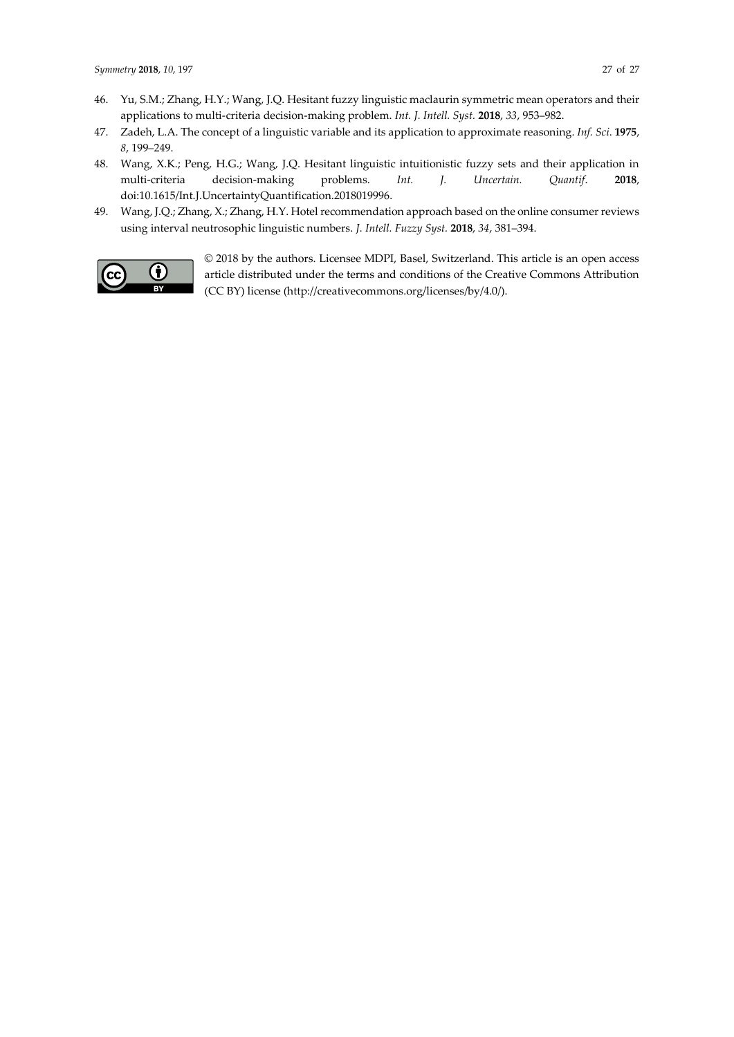46. Yu, S.M.; Zhang, H.Y.; Wang, J.Q. Hesitant fuzzy linguistic maclaurin symmetric mean operators and their applications to multi-criteria decision-making problem. *Int. J. Intell. Syst.* **2018**, *33*, 953–982.
47. Zadeh, L.A. The concept of a linguistic variable and its application to approximate reasoning. *Inf. Sci.* **1975**, *8*, 199–249.
48. Wang, X.K.; Peng, H.G.; Wang, J.Q. Hesitant linguistic intuitionistic fuzzy sets and their application in multi-criteria decision-making problems. *Int. J. Uncertain. Quantif.* **2018**, doi:10.1615/Int.J.UncertaintyQuantification.2018019996.
49. Wang, J.Q.; Zhang, X.; Zhang, H.Y. Hotel recommendation approach based on the online consumer reviews using interval neutrosophic linguistic numbers. *J. Intell. Fuzzy Syst.* **2018**, *34*, 381–394.

© 2018 by the authors. Licensee MDPI, Basel, Switzerland. This article is an open access article distributed under the terms and conditions of the Creative Commons Attribution (CC BY) license (http://creativecommons.org/licenses/by/4.0/).